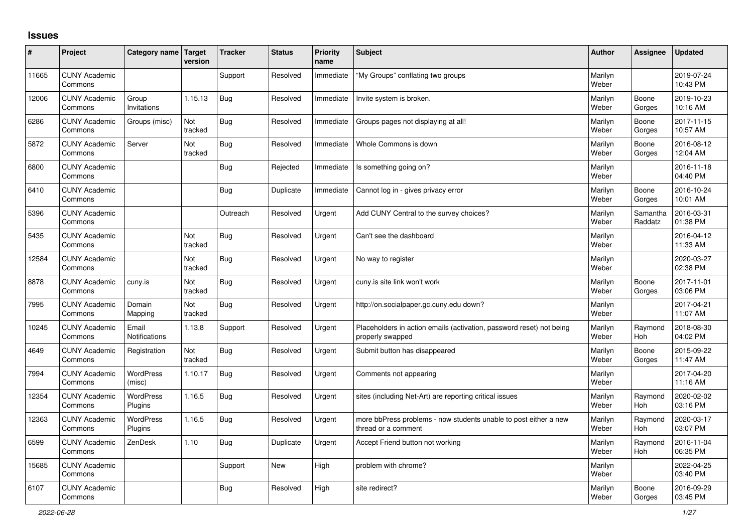# Issues

| # | Project | Category name | Target version | Tracker | Status | Priority name | Subject | Author | Assignee | Updated |
|---|---|---|---|---|---|---|---|---|---|---|
| 11665 | CUNY Academic Commons | | | Support | Resolved | Immediate | "My Groups" conflating two groups | Marilyn Weber | | 2019-07-24 10:43 PM |
| 12006 | CUNY Academic Commons | Group Invitations | 1.15.13 | Bug | Resolved | Immediate | Invite system is broken. | Marilyn Weber | Boone Gorges | 2019-10-23 10:16 AM |
| 6286 | CUNY Academic Commons | Groups (misc) | Not tracked | Bug | Resolved | Immediate | Groups pages not displaying at all! | Marilyn Weber | Boone Gorges | 2017-11-15 10:57 AM |
| 5872 | CUNY Academic Commons | Server | Not tracked | Bug | Resolved | Immediate | Whole Commons is down | Marilyn Weber | Boone Gorges | 2016-08-12 12:04 AM |
| 6800 | CUNY Academic Commons | | | Bug | Rejected | Immediate | Is something going on? | Marilyn Weber | | 2016-11-18 04:40 PM |
| 6410 | CUNY Academic Commons | | | Bug | Duplicate | Immediate | Cannot log in - gives privacy error | Marilyn Weber | Boone Gorges | 2016-10-24 10:01 AM |
| 5396 | CUNY Academic Commons | | | Outreach | Resolved | Urgent | Add CUNY Central to the survey choices? | Marilyn Weber | Samantha Raddatz | 2016-03-31 01:38 PM |
| 5435 | CUNY Academic Commons | | Not tracked | Bug | Resolved | Urgent | Can't see the dashboard | Marilyn Weber | | 2016-04-12 11:33 AM |
| 12584 | CUNY Academic Commons | | Not tracked | Bug | Resolved | Urgent | No way to register | Marilyn Weber | | 2020-03-27 02:38 PM |
| 8878 | CUNY Academic Commons | cuny.is | Not tracked | Bug | Resolved | Urgent | cuny.is site link won't work | Marilyn Weber | Boone Gorges | 2017-11-01 03:06 PM |
| 7995 | CUNY Academic Commons | Domain Mapping | Not tracked | Bug | Resolved | Urgent | http://on.socialpaper.gc.cuny.edu down? | Marilyn Weber | | 2017-04-21 11:07 AM |
| 10245 | CUNY Academic Commons | Email Notifications | 1.13.8 | Support | Resolved | Urgent | Placeholders in action emails (activation, password reset) not being properly swapped | Marilyn Weber | Raymond Hoh | 2018-08-30 04:02 PM |
| 4649 | CUNY Academic Commons | Registration | Not tracked | Bug | Resolved | Urgent | Submit button has disappeared | Marilyn Weber | Boone Gorges | 2015-09-22 11:47 AM |
| 7994 | CUNY Academic Commons | WordPress (misc) | 1.10.17 | Bug | Resolved | Urgent | Comments not appearing | Marilyn Weber | | 2017-04-20 11:16 AM |
| 12354 | CUNY Academic Commons | WordPress Plugins | 1.16.5 | Bug | Resolved | Urgent | sites (including Net-Art) are reporting critical issues | Marilyn Weber | Raymond Hoh | 2020-02-02 03:16 PM |
| 12363 | CUNY Academic Commons | WordPress Plugins | 1.16.5 | Bug | Resolved | Urgent | more bbPress problems - now students unable to post either a new thread or a comment | Marilyn Weber | Raymond Hoh | 2020-03-17 03:07 PM |
| 6599 | CUNY Academic Commons | ZenDesk | 1.10 | Bug | Duplicate | Urgent | Accept Friend button not working | Marilyn Weber | Raymond Hoh | 2016-11-04 06:35 PM |
| 15685 | CUNY Academic Commons | | | Support | New | High | problem with chrome? | Marilyn Weber | | 2022-04-25 03:40 PM |
| 6107 | CUNY Academic Commons | | | Bug | Resolved | High | site redirect? | Marilyn Weber | Boone Gorges | 2016-09-29 03:45 PM |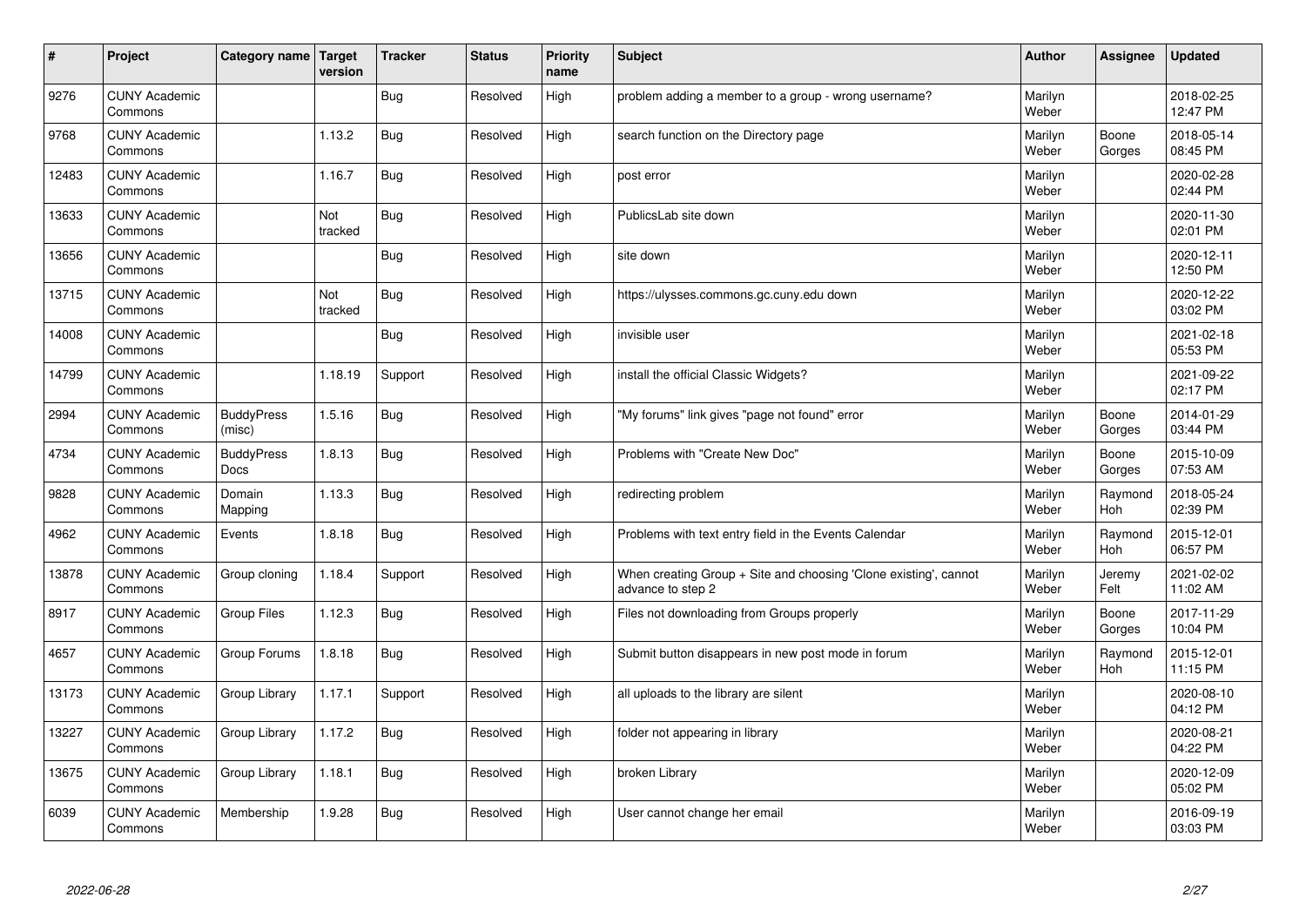| # | Project | Category name | Target version | Tracker | Status | Priority name | Subject | Author | Assignee | Updated |
|---|---|---|---|---|---|---|---|---|---|---|
| 9276 | CUNY Academic Commons | | | Bug | Resolved | High | problem adding a member to a group - wrong username? | Marilyn Weber | | 2018-02-25 12:47 PM |
| 9768 | CUNY Academic Commons | | 1.13.2 | Bug | Resolved | High | search function on the Directory page | Marilyn Weber | Boone Gorges | 2018-05-14 08:45 PM |
| 12483 | CUNY Academic Commons | | 1.16.7 | Bug | Resolved | High | post error | Marilyn Weber | | 2020-02-28 02:44 PM |
| 13633 | CUNY Academic Commons | | Not tracked | Bug | Resolved | High | PublicsLab site down | Marilyn Weber | | 2020-11-30 02:01 PM |
| 13656 | CUNY Academic Commons | | | Bug | Resolved | High | site down | Marilyn Weber | | 2020-12-11 12:50 PM |
| 13715 | CUNY Academic Commons | | Not tracked | Bug | Resolved | High | https://ulysses.commons.gc.cuny.edu down | Marilyn Weber | | 2020-12-22 03:02 PM |
| 14008 | CUNY Academic Commons | | | Bug | Resolved | High | invisible user | Marilyn Weber | | 2021-02-18 05:53 PM |
| 14799 | CUNY Academic Commons | | 1.18.19 | Support | Resolved | High | install the official Classic Widgets? | Marilyn Weber | | 2021-09-22 02:17 PM |
| 2994 | CUNY Academic Commons | BuddyPress (misc) | 1.5.16 | Bug | Resolved | High | "My forums" link gives "page not found" error | Marilyn Weber | Boone Gorges | 2014-01-29 03:44 PM |
| 4734 | CUNY Academic Commons | BuddyPress Docs | 1.8.13 | Bug | Resolved | High | Problems with "Create New Doc" | Marilyn Weber | Boone Gorges | 2015-10-09 07:53 AM |
| 9828 | CUNY Academic Commons | Domain Mapping | 1.13.3 | Bug | Resolved | High | redirecting problem | Marilyn Weber | Raymond Hoh | 2018-05-24 02:39 PM |
| 4962 | CUNY Academic Commons | Events | 1.8.18 | Bug | Resolved | High | Problems with text entry field in the Events Calendar | Marilyn Weber | Raymond Hoh | 2015-12-01 06:57 PM |
| 13878 | CUNY Academic Commons | Group cloning | 1.18.4 | Support | Resolved | High | When creating Group + Site and choosing 'Clone existing', cannot advance to step 2 | Marilyn Weber | Jeremy Felt | 2021-02-02 11:02 AM |
| 8917 | CUNY Academic Commons | Group Files | 1.12.3 | Bug | Resolved | High | Files not downloading from Groups properly | Marilyn Weber | Boone Gorges | 2017-11-29 10:04 PM |
| 4657 | CUNY Academic Commons | Group Forums | 1.8.18 | Bug | Resolved | High | Submit button disappears in new post mode in forum | Marilyn Weber | Raymond Hoh | 2015-12-01 11:15 PM |
| 13173 | CUNY Academic Commons | Group Library | 1.17.1 | Support | Resolved | High | all uploads to the library are silent | Marilyn Weber | | 2020-08-10 04:12 PM |
| 13227 | CUNY Academic Commons | Group Library | 1.17.2 | Bug | Resolved | High | folder not appearing in library | Marilyn Weber | | 2020-08-21 04:22 PM |
| 13675 | CUNY Academic Commons | Group Library | 1.18.1 | Bug | Resolved | High | broken Library | Marilyn Weber | | 2020-12-09 05:02 PM |
| 6039 | CUNY Academic Commons | Membership | 1.9.28 | Bug | Resolved | High | User cannot change her email | Marilyn Weber | | 2016-09-19 03:03 PM |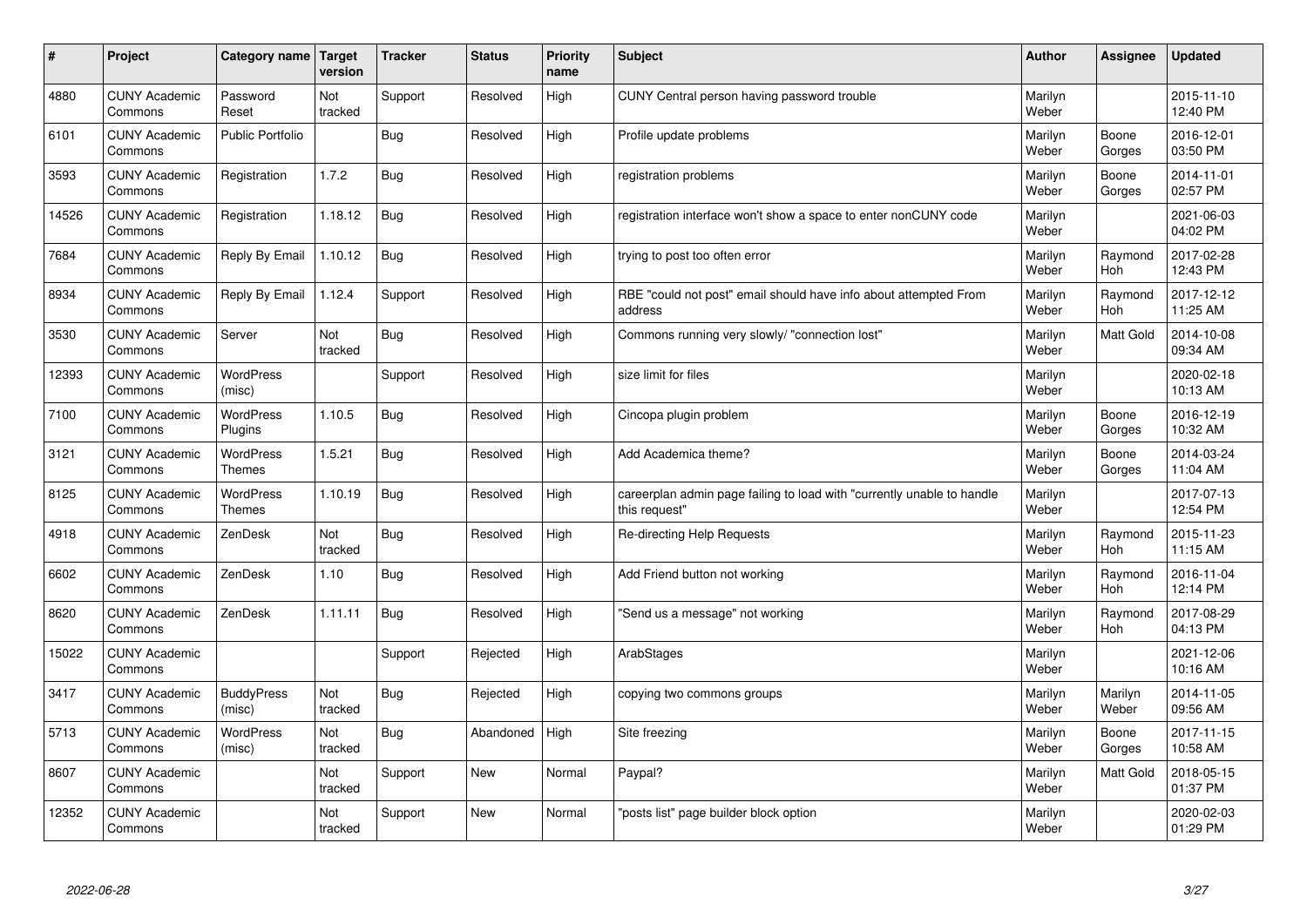| # | Project | Category name | Target version | Tracker | Status | Priority name | Subject | Author | Assignee | Updated |
|---|---|---|---|---|---|---|---|---|---|---|
| 4880 | CUNY Academic Commons | Password Reset | Not tracked | Support | Resolved | High | CUNY Central person having password trouble | Marilyn Weber | | 2015-11-10 12:40 PM |
| 6101 | CUNY Academic Commons | Public Portfolio | | Bug | Resolved | High | Profile update problems | Marilyn Weber | Boone Gorges | 2016-12-01 03:50 PM |
| 3593 | CUNY Academic Commons | Registration | 1.7.2 | Bug | Resolved | High | registration problems | Marilyn Weber | Boone Gorges | 2014-11-01 02:57 PM |
| 14526 | CUNY Academic Commons | Registration | 1.18.12 | Bug | Resolved | High | registration interface won't show a space to enter nonCUNY code | Marilyn Weber | | 2021-06-03 04:02 PM |
| 7684 | CUNY Academic Commons | Reply By Email | 1.10.12 | Bug | Resolved | High | trying to post too often error | Marilyn Weber | Raymond Hoh | 2017-02-28 12:43 PM |
| 8934 | CUNY Academic Commons | Reply By Email | 1.12.4 | Support | Resolved | High | RBE "could not post" email should have info about attempted From address | Marilyn Weber | Raymond Hoh | 2017-12-12 11:25 AM |
| 3530 | CUNY Academic Commons | Server | Not tracked | Bug | Resolved | High | Commons running very slowly/ "connection lost" | Marilyn Weber | Matt Gold | 2014-10-08 09:34 AM |
| 12393 | CUNY Academic Commons | WordPress (misc) | | Support | Resolved | High | size limit for files | Marilyn Weber | | 2020-02-18 10:13 AM |
| 7100 | CUNY Academic Commons | WordPress Plugins | 1.10.5 | Bug | Resolved | High | Cincopa plugin problem | Marilyn Weber | Boone Gorges | 2016-12-19 10:32 AM |
| 3121 | CUNY Academic Commons | WordPress Themes | 1.5.21 | Bug | Resolved | High | Add Academica theme? | Marilyn Weber | Boone Gorges | 2014-03-24 11:04 AM |
| 8125 | CUNY Academic Commons | WordPress Themes | 1.10.19 | Bug | Resolved | High | careerplan admin page failing to load with "currently unable to handle this request" | Marilyn Weber | | 2017-07-13 12:54 PM |
| 4918 | CUNY Academic Commons | ZenDesk | Not tracked | Bug | Resolved | High | Re-directing Help Requests | Marilyn Weber | Raymond Hoh | 2015-11-23 11:15 AM |
| 6602 | CUNY Academic Commons | ZenDesk | 1.10 | Bug | Resolved | High | Add Friend button not working | Marilyn Weber | Raymond Hoh | 2016-11-04 12:14 PM |
| 8620 | CUNY Academic Commons | ZenDesk | 1.11.11 | Bug | Resolved | High | "Send us a message" not working | Marilyn Weber | Raymond Hoh | 2017-08-29 04:13 PM |
| 15022 | CUNY Academic Commons | | | Support | Rejected | High | ArabStages | Marilyn Weber | | 2021-12-06 10:16 AM |
| 3417 | CUNY Academic Commons | BuddyPress (misc) | Not tracked | Bug | Rejected | High | copying two commons groups | Marilyn Weber | Marilyn Weber | 2014-11-05 09:56 AM |
| 5713 | CUNY Academic Commons | WordPress (misc) | Not tracked | Bug | Abandoned | High | Site freezing | Marilyn Weber | Boone Gorges | 2017-11-15 10:58 AM |
| 8607 | CUNY Academic Commons | | Not tracked | Support | New | Normal | Paypal? | Marilyn Weber | Matt Gold | 2018-05-15 01:37 PM |
| 12352 | CUNY Academic Commons | | Not tracked | Support | New | Normal | "posts list" page builder block option | Marilyn Weber | | 2020-02-03 01:29 PM |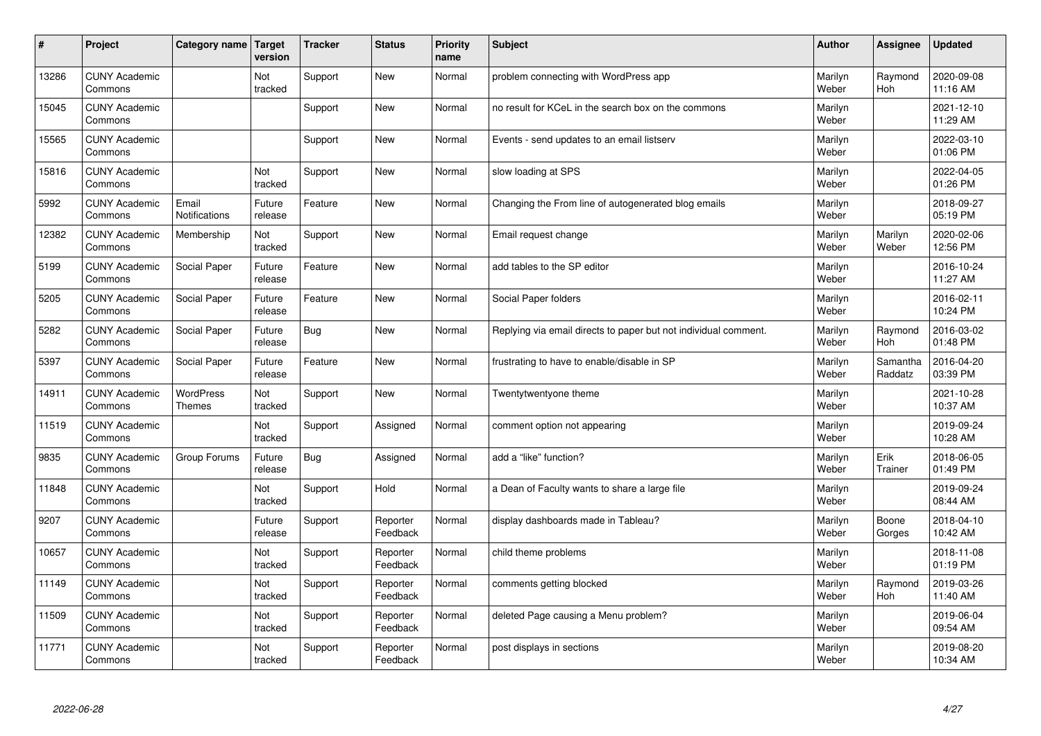| # | Project | Category name | Target version | Tracker | Status | Priority name | Subject | Author | Assignee | Updated |
|---|---|---|---|---|---|---|---|---|---|---|
| 13286 | CUNY Academic Commons | | Not tracked | Support | New | Normal | problem connecting with WordPress app | Marilyn Weber | Raymond Hoh | 2020-09-08 11:16 AM |
| 15045 | CUNY Academic Commons | | | Support | New | Normal | no result for KCeL in the search box on the commons | Marilyn Weber | | 2021-12-10 11:29 AM |
| 15565 | CUNY Academic Commons | | | Support | New | Normal | Events - send updates to an email listserv | Marilyn Weber | | 2022-03-10 01:06 PM |
| 15816 | CUNY Academic Commons | | Not tracked | Support | New | Normal | slow loading at SPS | Marilyn Weber | | 2022-04-05 01:26 PM |
| 5992 | CUNY Academic Commons | Email Notifications | Future release | Feature | New | Normal | Changing the From line of autogenerated blog emails | Marilyn Weber | | 2018-09-27 05:19 PM |
| 12382 | CUNY Academic Commons | Membership | Not tracked | Support | New | Normal | Email request change | Marilyn Weber | Marilyn Weber | 2020-02-06 12:56 PM |
| 5199 | CUNY Academic Commons | Social Paper | Future release | Feature | New | Normal | add tables to the SP editor | Marilyn Weber | | 2016-10-24 11:27 AM |
| 5205 | CUNY Academic Commons | Social Paper | Future release | Feature | New | Normal | Social Paper folders | Marilyn Weber | | 2016-02-11 10:24 PM |
| 5282 | CUNY Academic Commons | Social Paper | Future release | Bug | New | Normal | Replying via email directs to paper but not individual comment. | Marilyn Weber | Raymond Hoh | 2016-03-02 01:48 PM |
| 5397 | CUNY Academic Commons | Social Paper | Future release | Feature | New | Normal | frustrating to have to enable/disable in SP | Marilyn Weber | Samantha Raddatz | 2016-04-20 03:39 PM |
| 14911 | CUNY Academic Commons | WordPress Themes | Not tracked | Support | New | Normal | Twentytwentyone theme | Marilyn Weber | | 2021-10-28 10:37 AM |
| 11519 | CUNY Academic Commons | | Not tracked | Support | Assigned | Normal | comment option not appearing | Marilyn Weber | | 2019-09-24 10:28 AM |
| 9835 | CUNY Academic Commons | Group Forums | Future release | Bug | Assigned | Normal | add a "like" function? | Marilyn Weber | Erik Trainer | 2018-06-05 01:49 PM |
| 11848 | CUNY Academic Commons | | Not tracked | Support | Hold | Normal | a Dean of Faculty wants to share a large file | Marilyn Weber | | 2019-09-24 08:44 AM |
| 9207 | CUNY Academic Commons | | Future release | Support | Reporter Feedback | Normal | display dashboards made in Tableau? | Marilyn Weber | Boone Gorges | 2018-04-10 10:42 AM |
| 10657 | CUNY Academic Commons | | Not tracked | Support | Reporter Feedback | Normal | child theme problems | Marilyn Weber | | 2018-11-08 01:19 PM |
| 11149 | CUNY Academic Commons | | Not tracked | Support | Reporter Feedback | Normal | comments getting blocked | Marilyn Weber | Raymond Hoh | 2019-03-26 11:40 AM |
| 11509 | CUNY Academic Commons | | Not tracked | Support | Reporter Feedback | Normal | deleted Page causing a Menu problem? | Marilyn Weber | | 2019-06-04 09:54 AM |
| 11771 | CUNY Academic Commons | | Not tracked | Support | Reporter Feedback | Normal | post displays in sections | Marilyn Weber | | 2019-08-20 10:34 AM |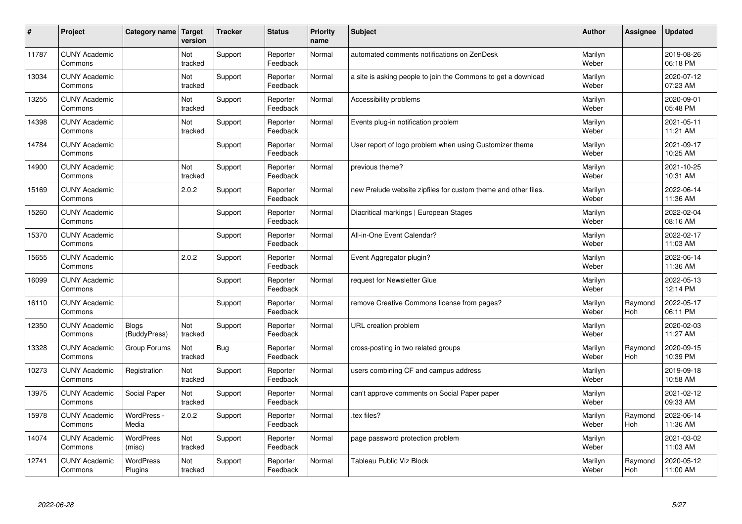| # | Project | Category name | Target version | Tracker | Status | Priority name | Subject | Author | Assignee | Updated |
|---|---|---|---|---|---|---|---|---|---|---|
| 11787 | CUNY Academic Commons | | Not tracked | Support | Reporter Feedback | Normal | automated comments notifications on ZenDesk | Marilyn Weber | | 2019-08-26 06:18 PM |
| 13034 | CUNY Academic Commons | | Not tracked | Support | Reporter Feedback | Normal | a site is asking people to join the Commons to get a download | Marilyn Weber | | 2020-07-12 07:23 AM |
| 13255 | CUNY Academic Commons | | Not tracked | Support | Reporter Feedback | Normal | Accessibility problems | Marilyn Weber | | 2020-09-01 05:48 PM |
| 14398 | CUNY Academic Commons | | Not tracked | Support | Reporter Feedback | Normal | Events plug-in notification problem | Marilyn Weber | | 2021-05-11 11:21 AM |
| 14784 | CUNY Academic Commons | | | Support | Reporter Feedback | Normal | User report of logo problem when using Customizer theme | Marilyn Weber | | 2021-09-17 10:25 AM |
| 14900 | CUNY Academic Commons | | Not tracked | Support | Reporter Feedback | Normal | previous theme? | Marilyn Weber | | 2021-10-25 10:31 AM |
| 15169 | CUNY Academic Commons | | 2.0.2 | Support | Reporter Feedback | Normal | new Prelude website zipfiles for custom theme and other files. | Marilyn Weber | | 2022-06-14 11:36 AM |
| 15260 | CUNY Academic Commons | | | Support | Reporter Feedback | Normal | Diacritical markings \| European Stages | Marilyn Weber | | 2022-02-04 08:16 AM |
| 15370 | CUNY Academic Commons | | | Support | Reporter Feedback | Normal | All-in-One Event Calendar? | Marilyn Weber | | 2022-02-17 11:03 AM |
| 15655 | CUNY Academic Commons | | 2.0.2 | Support | Reporter Feedback | Normal | Event Aggregator plugin? | Marilyn Weber | | 2022-06-14 11:36 AM |
| 16099 | CUNY Academic Commons | | | Support | Reporter Feedback | Normal | request for Newsletter Glue | Marilyn Weber | | 2022-05-13 12:14 PM |
| 16110 | CUNY Academic Commons | | | Support | Reporter Feedback | Normal | remove Creative Commons license from pages? | Marilyn Weber | Raymond Hoh | 2022-05-17 06:11 PM |
| 12350 | CUNY Academic Commons | Blogs (BuddyPress) | Not tracked | Support | Reporter Feedback | Normal | URL creation problem | Marilyn Weber | | 2020-02-03 11:27 AM |
| 13328 | CUNY Academic Commons | Group Forums | Not tracked | Bug | Reporter Feedback | Normal | cross-posting in two related groups | Marilyn Weber | Raymond Hoh | 2020-09-15 10:39 PM |
| 10273 | CUNY Academic Commons | Registration | Not tracked | Support | Reporter Feedback | Normal | users combining CF and campus address | Marilyn Weber | | 2019-09-18 10:58 AM |
| 13975 | CUNY Academic Commons | Social Paper | Not tracked | Support | Reporter Feedback | Normal | can't approve comments on Social Paper paper | Marilyn Weber | | 2021-02-12 09:33 AM |
| 15978 | CUNY Academic Commons | WordPress - Media | 2.0.2 | Support | Reporter Feedback | Normal | .tex files? | Marilyn Weber | Raymond Hoh | 2022-06-14 11:36 AM |
| 14074 | CUNY Academic Commons | WordPress (misc) | Not tracked | Support | Reporter Feedback | Normal | page password protection problem | Marilyn Weber | | 2021-03-02 11:03 AM |
| 12741 | CUNY Academic Commons | WordPress Plugins | Not tracked | Support | Reporter Feedback | Normal | Tableau Public Viz Block | Marilyn Weber | Raymond Hoh | 2020-05-12 11:00 AM |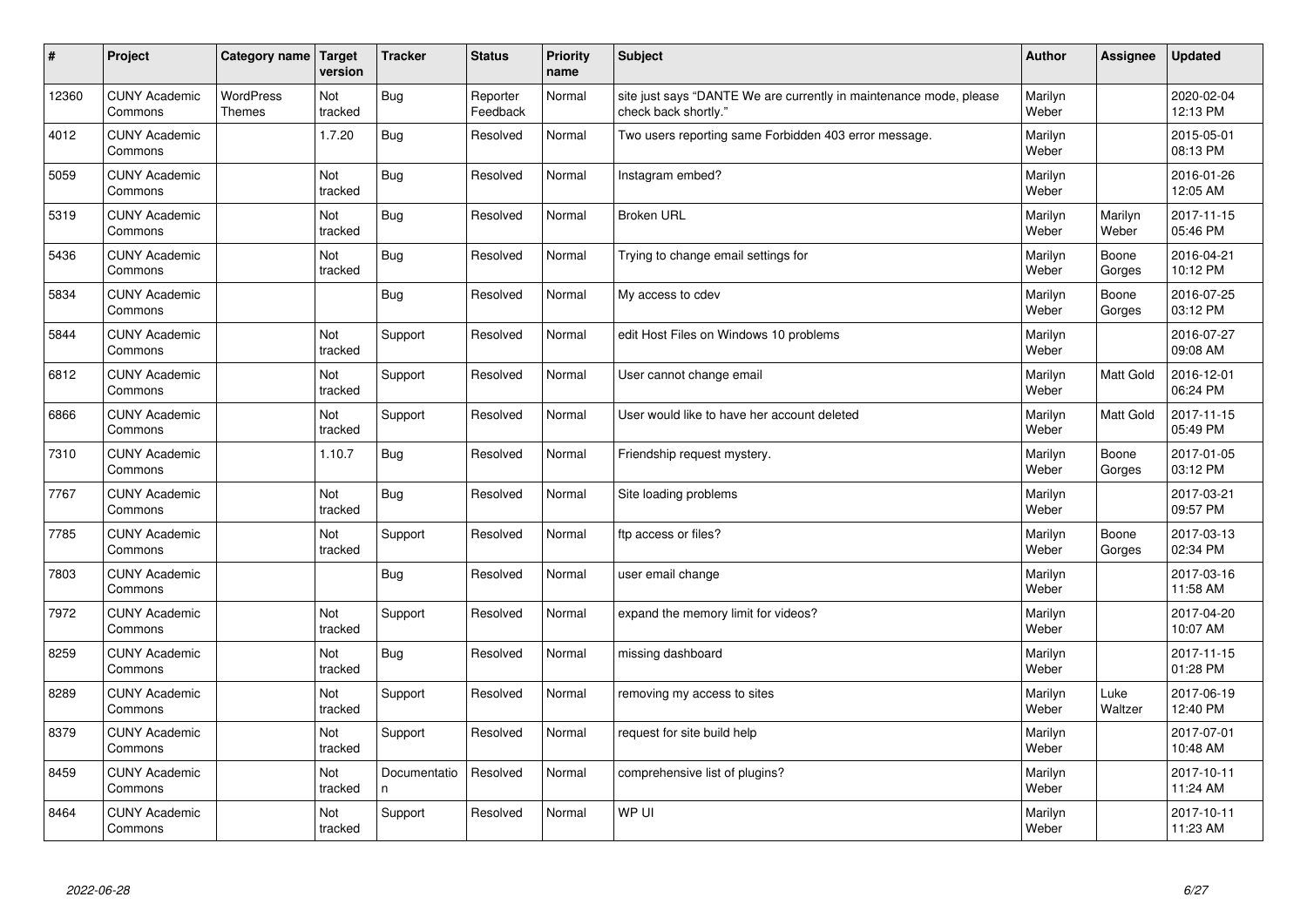| # | Project | Category name | Target version | Tracker | Status | Priority name | Subject | Author | Assignee | Updated |
|---|---|---|---|---|---|---|---|---|---|---|
| 12360 | CUNY Academic Commons | WordPress Themes | Not tracked | Bug | Reporter Feedback | Normal | site just says "DANTE We are currently in maintenance mode, please check back shortly." | Marilyn Weber | | 2020-02-04 12:13 PM |
| 4012 | CUNY Academic Commons | | 1.7.20 | Bug | Resolved | Normal | Two users reporting same Forbidden 403 error message. | Marilyn Weber | | 2015-05-01 08:13 PM |
| 5059 | CUNY Academic Commons | | Not tracked | Bug | Resolved | Normal | Instagram embed? | Marilyn Weber | | 2016-01-26 12:05 AM |
| 5319 | CUNY Academic Commons | | Not tracked | Bug | Resolved | Normal | Broken URL | Marilyn Weber | Marilyn Weber | 2017-11-15 05:46 PM |
| 5436 | CUNY Academic Commons | | Not tracked | Bug | Resolved | Normal | Trying to change email settings for | Marilyn Weber | Boone Gorges | 2016-04-21 10:12 PM |
| 5834 | CUNY Academic Commons | | | Bug | Resolved | Normal | My access to cdev | Marilyn Weber | Boone Gorges | 2016-07-25 03:12 PM |
| 5844 | CUNY Academic Commons | | Not tracked | Support | Resolved | Normal | edit Host Files on Windows 10 problems | Marilyn Weber | | 2016-07-27 09:08 AM |
| 6812 | CUNY Academic Commons | | Not tracked | Support | Resolved | Normal | User cannot change email | Marilyn Weber | Matt Gold | 2016-12-01 06:24 PM |
| 6866 | CUNY Academic Commons | | Not tracked | Support | Resolved | Normal | User would like to have her account deleted | Marilyn Weber | Matt Gold | 2017-11-15 05:49 PM |
| 7310 | CUNY Academic Commons | | 1.10.7 | Bug | Resolved | Normal | Friendship request mystery. | Marilyn Weber | Boone Gorges | 2017-01-05 03:12 PM |
| 7767 | CUNY Academic Commons | | Not tracked | Bug | Resolved | Normal | Site loading problems | Marilyn Weber | | 2017-03-21 09:57 PM |
| 7785 | CUNY Academic Commons | | Not tracked | Support | Resolved | Normal | ftp access or files? | Marilyn Weber | Boone Gorges | 2017-03-13 02:34 PM |
| 7803 | CUNY Academic Commons | | | Bug | Resolved | Normal | user email change | Marilyn Weber | | 2017-03-16 11:58 AM |
| 7972 | CUNY Academic Commons | | Not tracked | Support | Resolved | Normal | expand the memory limit for videos? | Marilyn Weber | | 2017-04-20 10:07 AM |
| 8259 | CUNY Academic Commons | | Not tracked | Bug | Resolved | Normal | missing dashboard | Marilyn Weber | | 2017-11-15 01:28 PM |
| 8289 | CUNY Academic Commons | | Not tracked | Support | Resolved | Normal | removing my access to sites | Marilyn Weber | Luke Waltzer | 2017-06-19 12:40 PM |
| 8379 | CUNY Academic Commons | | Not tracked | Support | Resolved | Normal | request for site build help | Marilyn Weber | | 2017-07-01 10:48 AM |
| 8459 | CUNY Academic Commons | | Not tracked | Documentation | Resolved | Normal | comprehensive list of plugins? | Marilyn Weber | | 2017-10-11 11:24 AM |
| 8464 | CUNY Academic Commons | | Not tracked | Support | Resolved | Normal | WP UI | Marilyn Weber | | 2017-10-11 11:23 AM |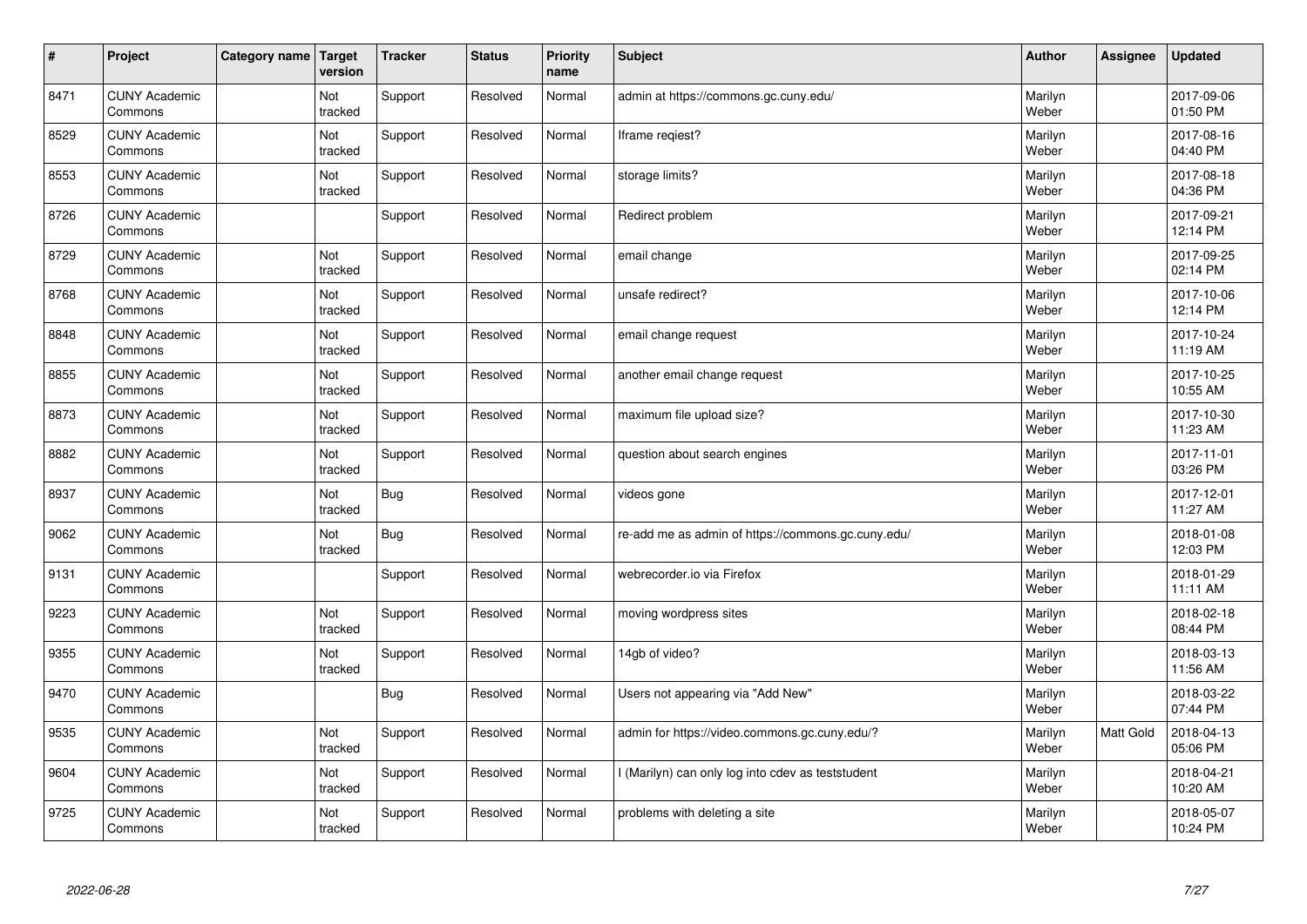| # | Project | Category name | Target version | Tracker | Status | Priority name | Subject | Author | Assignee | Updated |
|---|---|---|---|---|---|---|---|---|---|---|
| 8471 | CUNY Academic Commons | | Not tracked | Support | Resolved | Normal | admin at https://commons.gc.cuny.edu/ | Marilyn Weber | | 2017-09-06 01:50 PM |
| 8529 | CUNY Academic Commons | | Not tracked | Support | Resolved | Normal | Iframe reqiest? | Marilyn Weber | | 2017-08-16 04:40 PM |
| 8553 | CUNY Academic Commons | | Not tracked | Support | Resolved | Normal | storage limits? | Marilyn Weber | | 2017-08-18 04:36 PM |
| 8726 | CUNY Academic Commons | | | Support | Resolved | Normal | Redirect problem | Marilyn Weber | | 2017-09-21 12:14 PM |
| 8729 | CUNY Academic Commons | | Not tracked | Support | Resolved | Normal | email change | Marilyn Weber | | 2017-09-25 02:14 PM |
| 8768 | CUNY Academic Commons | | Not tracked | Support | Resolved | Normal | unsafe redirect? | Marilyn Weber | | 2017-10-06 12:14 PM |
| 8848 | CUNY Academic Commons | | Not tracked | Support | Resolved | Normal | email change request | Marilyn Weber | | 2017-10-24 11:19 AM |
| 8855 | CUNY Academic Commons | | Not tracked | Support | Resolved | Normal | another email change request | Marilyn Weber | | 2017-10-25 10:55 AM |
| 8873 | CUNY Academic Commons | | Not tracked | Support | Resolved | Normal | maximum file upload size? | Marilyn Weber | | 2017-10-30 11:23 AM |
| 8882 | CUNY Academic Commons | | Not tracked | Support | Resolved | Normal | question about search engines | Marilyn Weber | | 2017-11-01 03:26 PM |
| 8937 | CUNY Academic Commons | | Not tracked | Bug | Resolved | Normal | videos gone | Marilyn Weber | | 2017-12-01 11:27 AM |
| 9062 | CUNY Academic Commons | | Not tracked | Bug | Resolved | Normal | re-add me as admin of https://commons.gc.cuny.edu/ | Marilyn Weber | | 2018-01-08 12:03 PM |
| 9131 | CUNY Academic Commons | | | Support | Resolved | Normal | webrecorder.io via Firefox | Marilyn Weber | | 2018-01-29 11:11 AM |
| 9223 | CUNY Academic Commons | | Not tracked | Support | Resolved | Normal | moving wordpress sites | Marilyn Weber | | 2018-02-18 08:44 PM |
| 9355 | CUNY Academic Commons | | Not tracked | Support | Resolved | Normal | 14gb of video? | Marilyn Weber | | 2018-03-13 11:56 AM |
| 9470 | CUNY Academic Commons | | | Bug | Resolved | Normal | Users not appearing via "Add New" | Marilyn Weber | | 2018-03-22 07:44 PM |
| 9535 | CUNY Academic Commons | | Not tracked | Support | Resolved | Normal | admin for https://video.commons.gc.cuny.edu/? | Marilyn Weber | Matt Gold | 2018-04-13 05:06 PM |
| 9604 | CUNY Academic Commons | | Not tracked | Support | Resolved | Normal | I (Marilyn) can only log into cdev as teststudent | Marilyn Weber | | 2018-04-21 10:20 AM |
| 9725 | CUNY Academic Commons | | Not tracked | Support | Resolved | Normal | problems with deleting a site | Marilyn Weber | | 2018-05-07 10:24 PM |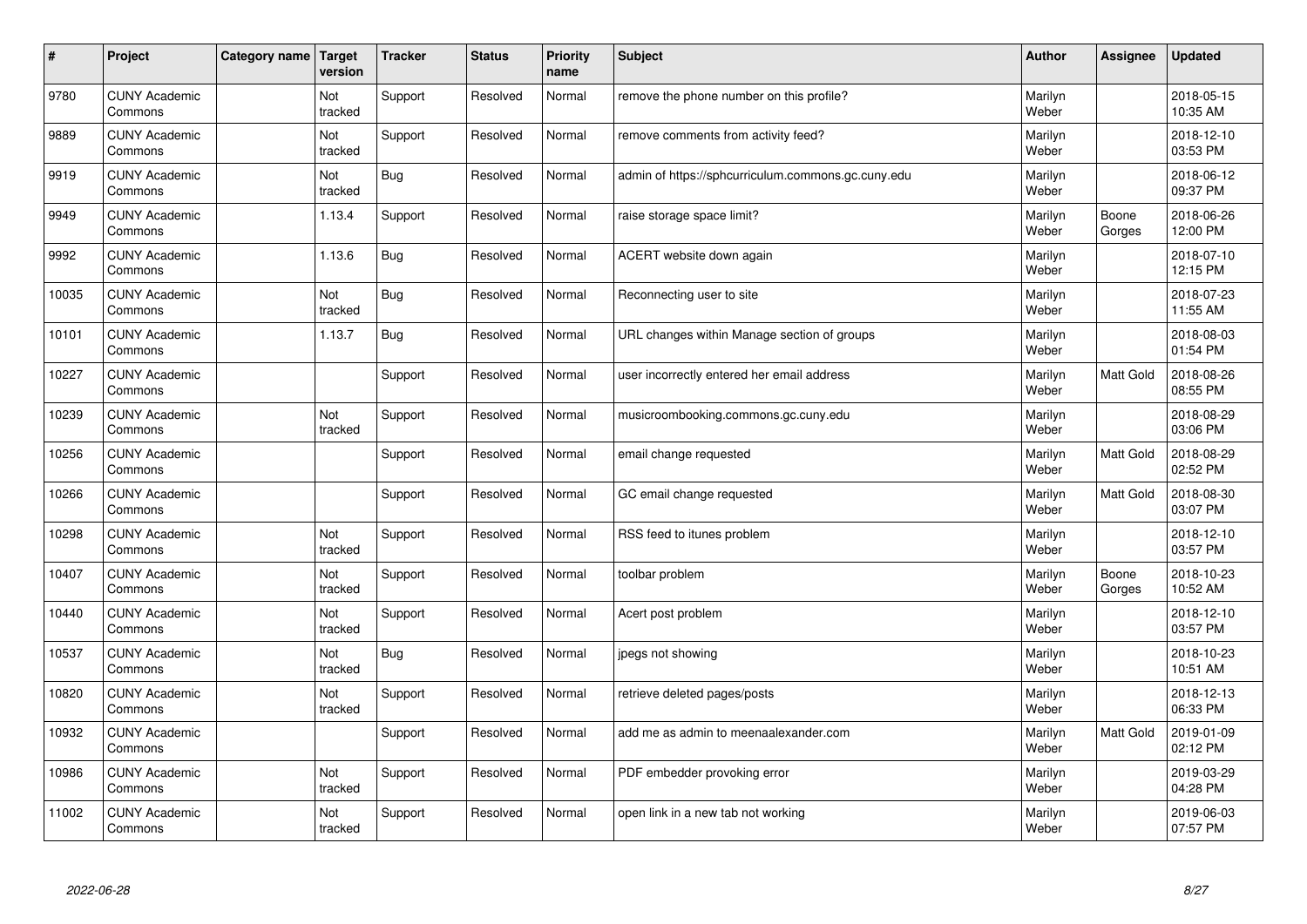| # | Project | Category name | Target version | Tracker | Status | Priority name | Subject | Author | Assignee | Updated |
|---|---|---|---|---|---|---|---|---|---|---|
| 9780 | CUNY Academic Commons | | Not tracked | Support | Resolved | Normal | remove the phone number on this profile? | Marilyn Weber | | 2018-05-15 10:35 AM |
| 9889 | CUNY Academic Commons | | Not tracked | Support | Resolved | Normal | remove comments from activity feed? | Marilyn Weber | | 2018-12-10 03:53 PM |
| 9919 | CUNY Academic Commons | | Not tracked | Bug | Resolved | Normal | admin of https://sphcurriculum.commons.gc.cuny.edu | Marilyn Weber | | 2018-06-12 09:37 PM |
| 9949 | CUNY Academic Commons | | 1.13.4 | Support | Resolved | Normal | raise storage space limit? | Marilyn Weber | Boone Gorges | 2018-06-26 12:00 PM |
| 9992 | CUNY Academic Commons | | 1.13.6 | Bug | Resolved | Normal | ACERT website down again | Marilyn Weber | | 2018-07-10 12:15 PM |
| 10035 | CUNY Academic Commons | | Not tracked | Bug | Resolved | Normal | Reconnecting user to site | Marilyn Weber | | 2018-07-23 11:55 AM |
| 10101 | CUNY Academic Commons | | 1.13.7 | Bug | Resolved | Normal | URL changes within Manage section of groups | Marilyn Weber | | 2018-08-03 01:54 PM |
| 10227 | CUNY Academic Commons | | | Support | Resolved | Normal | user incorrectly entered her email address | Marilyn Weber | Matt Gold | 2018-08-26 08:55 PM |
| 10239 | CUNY Academic Commons | | Not tracked | Support | Resolved | Normal | musicroombooking.commons.gc.cuny.edu | Marilyn Weber | | 2018-08-29 03:06 PM |
| 10256 | CUNY Academic Commons | | | Support | Resolved | Normal | email change requested | Marilyn Weber | Matt Gold | 2018-08-29 02:52 PM |
| 10266 | CUNY Academic Commons | | | Support | Resolved | Normal | GC email change requested | Marilyn Weber | Matt Gold | 2018-08-30 03:07 PM |
| 10298 | CUNY Academic Commons | | Not tracked | Support | Resolved | Normal | RSS feed to itunes problem | Marilyn Weber | | 2018-12-10 03:57 PM |
| 10407 | CUNY Academic Commons | | Not tracked | Support | Resolved | Normal | toolbar problem | Marilyn Weber | Boone Gorges | 2018-10-23 10:52 AM |
| 10440 | CUNY Academic Commons | | Not tracked | Support | Resolved | Normal | Acert post problem | Marilyn Weber | | 2018-12-10 03:57 PM |
| 10537 | CUNY Academic Commons | | Not tracked | Bug | Resolved | Normal | jpegs not showing | Marilyn Weber | | 2018-10-23 10:51 AM |
| 10820 | CUNY Academic Commons | | Not tracked | Support | Resolved | Normal | retrieve deleted pages/posts | Marilyn Weber | | 2018-12-13 06:33 PM |
| 10932 | CUNY Academic Commons | | | Support | Resolved | Normal | add me as admin to meenaalexander.com | Marilyn Weber | Matt Gold | 2019-01-09 02:12 PM |
| 10986 | CUNY Academic Commons | | Not tracked | Support | Resolved | Normal | PDF embedder provoking error | Marilyn Weber | | 2019-03-29 04:28 PM |
| 11002 | CUNY Academic Commons | | Not tracked | Support | Resolved | Normal | open link in a new tab not working | Marilyn Weber | | 2019-06-03 07:57 PM |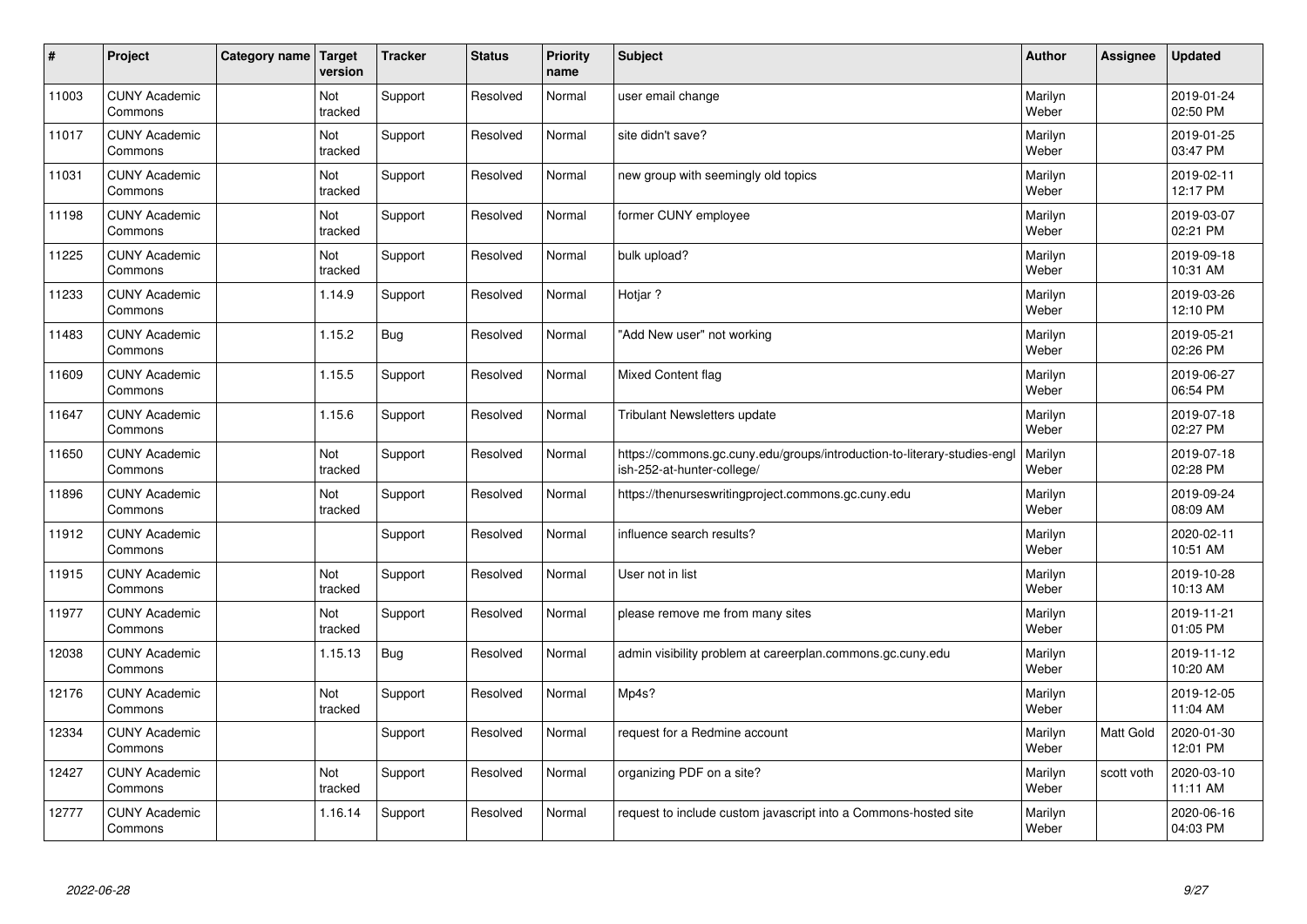| # | Project | Category name | Target version | Tracker | Status | Priority name | Subject | Author | Assignee | Updated |
| --- | --- | --- | --- | --- | --- | --- | --- | --- | --- | --- |
| 11003 | CUNY Academic Commons | | Not tracked | Support | Resolved | Normal | user email change | Marilyn Weber | | 2019-01-24 02:50 PM |
| 11017 | CUNY Academic Commons | | Not tracked | Support | Resolved | Normal | site didn't save? | Marilyn Weber | | 2019-01-25 03:47 PM |
| 11031 | CUNY Academic Commons | | Not tracked | Support | Resolved | Normal | new group with seemingly old topics | Marilyn Weber | | 2019-02-11 12:17 PM |
| 11198 | CUNY Academic Commons | | Not tracked | Support | Resolved | Normal | former CUNY employee | Marilyn Weber | | 2019-03-07 02:21 PM |
| 11225 | CUNY Academic Commons | | Not tracked | Support | Resolved | Normal | bulk upload? | Marilyn Weber | | 2019-09-18 10:31 AM |
| 11233 | CUNY Academic Commons | | 1.14.9 | Support | Resolved | Normal | Hotjar ? | Marilyn Weber | | 2019-03-26 12:10 PM |
| 11483 | CUNY Academic Commons | | 1.15.2 | Bug | Resolved | Normal | "Add New user" not working | Marilyn Weber | | 2019-05-21 02:26 PM |
| 11609 | CUNY Academic Commons | | 1.15.5 | Support | Resolved | Normal | Mixed Content flag | Marilyn Weber | | 2019-06-27 06:54 PM |
| 11647 | CUNY Academic Commons | | 1.15.6 | Support | Resolved | Normal | Tribulant Newsletters update | Marilyn Weber | | 2019-07-18 02:27 PM |
| 11650 | CUNY Academic Commons | | Not tracked | Support | Resolved | Normal | https://commons.gc.cuny.edu/groups/introduction-to-literary-studies-english-252-at-hunter-college/ | Marilyn Weber | | 2019-07-18 02:28 PM |
| 11896 | CUNY Academic Commons | | Not tracked | Support | Resolved | Normal | https://thenurseswritingproject.commons.gc.cuny.edu | Marilyn Weber | | 2019-09-24 08:09 AM |
| 11912 | CUNY Academic Commons | | | Support | Resolved | Normal | influence search results? | Marilyn Weber | | 2020-02-11 10:51 AM |
| 11915 | CUNY Academic Commons | | Not tracked | Support | Resolved | Normal | User not in list | Marilyn Weber | | 2019-10-28 10:13 AM |
| 11977 | CUNY Academic Commons | | Not tracked | Support | Resolved | Normal | please remove me from many sites | Marilyn Weber | | 2019-11-21 01:05 PM |
| 12038 | CUNY Academic Commons | | 1.15.13 | Bug | Resolved | Normal | admin visibility problem at careerplan.commons.gc.cuny.edu | Marilyn Weber | | 2019-11-12 10:20 AM |
| 12176 | CUNY Academic Commons | | Not tracked | Support | Resolved | Normal | Mp4s? | Marilyn Weber | | 2019-12-05 11:04 AM |
| 12334 | CUNY Academic Commons | | | Support | Resolved | Normal | request for a Redmine account | Marilyn Weber | Matt Gold | 2020-01-30 12:01 PM |
| 12427 | CUNY Academic Commons | | Not tracked | Support | Resolved | Normal | organizing PDF on a site? | Marilyn Weber | scott voth | 2020-03-10 11:11 AM |
| 12777 | CUNY Academic Commons | | 1.16.14 | Support | Resolved | Normal | request to include custom javascript into a Commons-hosted site | Marilyn Weber | | 2020-06-16 04:03 PM |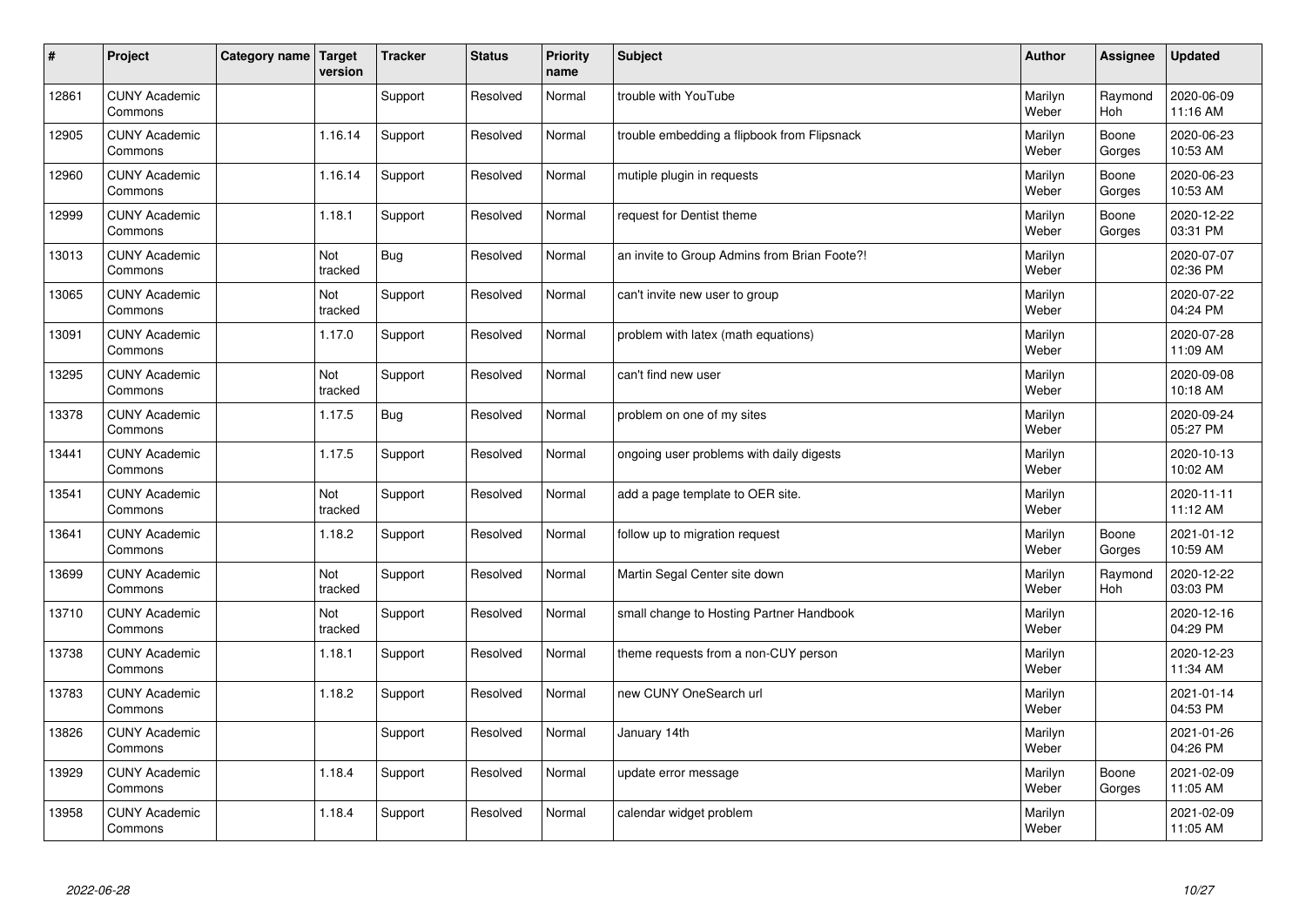| # | Project | Category name | Target version | Tracker | Status | Priority name | Subject | Author | Assignee | Updated |
|---|---|---|---|---|---|---|---|---|---|---|
| 12861 | CUNY Academic Commons | | | Support | Resolved | Normal | trouble with YouTube | Marilyn Weber | Raymond Hoh | 2020-06-09 11:16 AM |
| 12905 | CUNY Academic Commons | | 1.16.14 | Support | Resolved | Normal | trouble embedding a flipbook from Flipsnack | Marilyn Weber | Boone Gorges | 2020-06-23 10:53 AM |
| 12960 | CUNY Academic Commons | | 1.16.14 | Support | Resolved | Normal | mutiple plugin in requests | Marilyn Weber | Boone Gorges | 2020-06-23 10:53 AM |
| 12999 | CUNY Academic Commons | | 1.18.1 | Support | Resolved | Normal | request for Dentist theme | Marilyn Weber | Boone Gorges | 2020-12-22 03:31 PM |
| 13013 | CUNY Academic Commons | | Not tracked | Bug | Resolved | Normal | an invite to Group Admins from Brian Foote?! | Marilyn Weber | | 2020-07-07 02:36 PM |
| 13065 | CUNY Academic Commons | | Not tracked | Support | Resolved | Normal | can't invite new user to group | Marilyn Weber | | 2020-07-22 04:24 PM |
| 13091 | CUNY Academic Commons | | 1.17.0 | Support | Resolved | Normal | problem with latex (math equations) | Marilyn Weber | | 2020-07-28 11:09 AM |
| 13295 | CUNY Academic Commons | | Not tracked | Support | Resolved | Normal | can't find new user | Marilyn Weber | | 2020-09-08 10:18 AM |
| 13378 | CUNY Academic Commons | | 1.17.5 | Bug | Resolved | Normal | problem on one of my sites | Marilyn Weber | | 2020-09-24 05:27 PM |
| 13441 | CUNY Academic Commons | | 1.17.5 | Support | Resolved | Normal | ongoing user problems with daily digests | Marilyn Weber | | 2020-10-13 10:02 AM |
| 13541 | CUNY Academic Commons | | Not tracked | Support | Resolved | Normal | add a page template to OER site. | Marilyn Weber | | 2020-11-11 11:12 AM |
| 13641 | CUNY Academic Commons | | 1.18.2 | Support | Resolved | Normal | follow up to migration request | Marilyn Weber | Boone Gorges | 2021-01-12 10:59 AM |
| 13699 | CUNY Academic Commons | | Not tracked | Support | Resolved | Normal | Martin Segal Center site down | Marilyn Weber | Raymond Hoh | 2020-12-22 03:03 PM |
| 13710 | CUNY Academic Commons | | Not tracked | Support | Resolved | Normal | small change to Hosting Partner Handbook | Marilyn Weber | | 2020-12-16 04:29 PM |
| 13738 | CUNY Academic Commons | | 1.18.1 | Support | Resolved | Normal | theme requests from a non-CUY person | Marilyn Weber | | 2020-12-23 11:34 AM |
| 13783 | CUNY Academic Commons | | 1.18.2 | Support | Resolved | Normal | new CUNY OneSearch url | Marilyn Weber | | 2021-01-14 04:53 PM |
| 13826 | CUNY Academic Commons | | | Support | Resolved | Normal | January 14th | Marilyn Weber | | 2021-01-26 04:26 PM |
| 13929 | CUNY Academic Commons | | 1.18.4 | Support | Resolved | Normal | update error message | Marilyn Weber | Boone Gorges | 2021-02-09 11:05 AM |
| 13958 | CUNY Academic Commons | | 1.18.4 | Support | Resolved | Normal | calendar widget problem | Marilyn Weber | | 2021-02-09 11:05 AM |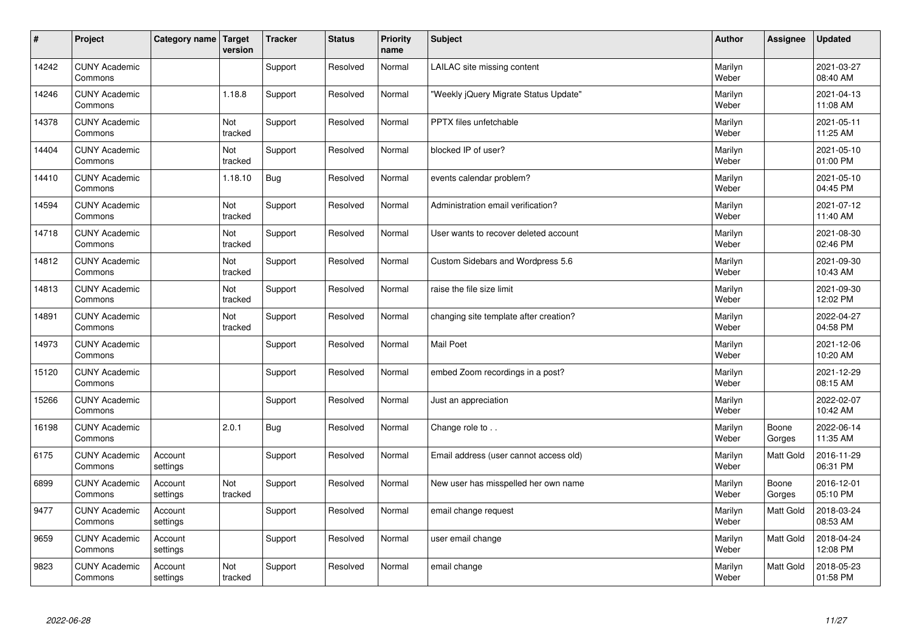| # | Project | Category name | Target version | Tracker | Status | Priority name | Subject | Author | Assignee | Updated |
|---|---|---|---|---|---|---|---|---|---|---|
| 14242 | CUNY Academic Commons | | | Support | Resolved | Normal | LAILAC site missing content | Marilyn Weber | | 2021-03-27 08:40 AM |
| 14246 | CUNY Academic Commons | | 1.18.8 | Support | Resolved | Normal | "Weekly jQuery Migrate Status Update" | Marilyn Weber | | 2021-04-13 11:08 AM |
| 14378 | CUNY Academic Commons | | Not tracked | Support | Resolved | Normal | PPTX files unfetchable | Marilyn Weber | | 2021-05-11 11:25 AM |
| 14404 | CUNY Academic Commons | | Not tracked | Support | Resolved | Normal | blocked IP of user? | Marilyn Weber | | 2021-05-10 01:00 PM |
| 14410 | CUNY Academic Commons | | 1.18.10 | Bug | Resolved | Normal | events calendar problem? | Marilyn Weber | | 2021-05-10 04:45 PM |
| 14594 | CUNY Academic Commons | | Not tracked | Support | Resolved | Normal | Administration email verification? | Marilyn Weber | | 2021-07-12 11:40 AM |
| 14718 | CUNY Academic Commons | | Not tracked | Support | Resolved | Normal | User wants to recover deleted account | Marilyn Weber | | 2021-08-30 02:46 PM |
| 14812 | CUNY Academic Commons | | Not tracked | Support | Resolved | Normal | Custom Sidebars and Wordpress 5.6 | Marilyn Weber | | 2021-09-30 10:43 AM |
| 14813 | CUNY Academic Commons | | Not tracked | Support | Resolved | Normal | raise the file size limit | Marilyn Weber | | 2021-09-30 12:02 PM |
| 14891 | CUNY Academic Commons | | Not tracked | Support | Resolved | Normal | changing site template after creation? | Marilyn Weber | | 2022-04-27 04:58 PM |
| 14973 | CUNY Academic Commons | | | Support | Resolved | Normal | Mail Poet | Marilyn Weber | | 2021-12-06 10:20 AM |
| 15120 | CUNY Academic Commons | | | Support | Resolved | Normal | embed Zoom recordings in a post? | Marilyn Weber | | 2021-12-29 08:15 AM |
| 15266 | CUNY Academic Commons | | | Support | Resolved | Normal | Just an appreciation | Marilyn Weber | | 2022-02-07 10:42 AM |
| 16198 | CUNY Academic Commons | | 2.0.1 | Bug | Resolved | Normal | Change role to . . | Marilyn Weber | Boone Gorges | 2022-06-14 11:35 AM |
| 6175 | CUNY Academic Commons | Account settings | | Support | Resolved | Normal | Email address (user cannot access old) | Marilyn Weber | Matt Gold | 2016-11-29 06:31 PM |
| 6899 | CUNY Academic Commons | Account settings | Not tracked | Support | Resolved | Normal | New user has misspelled her own name | Marilyn Weber | Boone Gorges | 2016-12-01 05:10 PM |
| 9477 | CUNY Academic Commons | Account settings | | Support | Resolved | Normal | email change request | Marilyn Weber | Matt Gold | 2018-03-24 08:53 AM |
| 9659 | CUNY Academic Commons | Account settings | | Support | Resolved | Normal | user email change | Marilyn Weber | Matt Gold | 2018-04-24 12:08 PM |
| 9823 | CUNY Academic Commons | Account settings | Not tracked | Support | Resolved | Normal | email change | Marilyn Weber | Matt Gold | 2018-05-23 01:58 PM |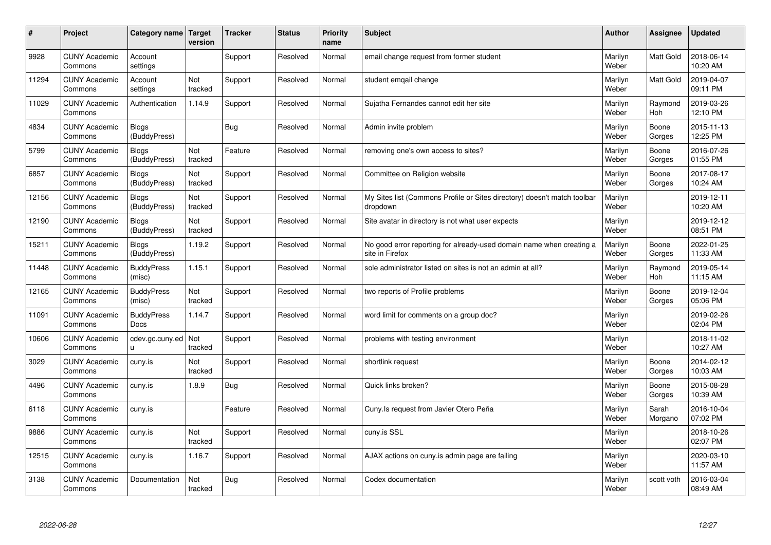| # | Project | Category name | Target version | Tracker | Status | Priority name | Subject | Author | Assignee | Updated |
|---|---|---|---|---|---|---|---|---|---|---|
| 9928 | CUNY Academic Commons | Account settings | | Support | Resolved | Normal | email change request from former student | Marilyn Weber | Matt Gold | 2018-06-14 10:20 AM |
| 11294 | CUNY Academic Commons | Account settings | Not tracked | Support | Resolved | Normal | student emqail change | Marilyn Weber | Matt Gold | 2019-04-07 09:11 PM |
| 11029 | CUNY Academic Commons | Authentication | 1.14.9 | Support | Resolved | Normal | Sujatha Fernandes cannot edit her site | Marilyn Weber | Raymond Hoh | 2019-03-26 12:10 PM |
| 4834 | CUNY Academic Commons | Blogs (BuddyPress) | | Bug | Resolved | Normal | Admin invite problem | Marilyn Weber | Boone Gorges | 2015-11-13 12:25 PM |
| 5799 | CUNY Academic Commons | Blogs (BuddyPress) | Not tracked | Feature | Resolved | Normal | removing one's own access to sites? | Marilyn Weber | Boone Gorges | 2016-07-26 01:55 PM |
| 6857 | CUNY Academic Commons | Blogs (BuddyPress) | Not tracked | Support | Resolved | Normal | Committee on Religion website | Marilyn Weber | Boone Gorges | 2017-08-17 10:24 AM |
| 12156 | CUNY Academic Commons | Blogs (BuddyPress) | Not tracked | Support | Resolved | Normal | My Sites list (Commons Profile or Sites directory) doesn't match toolbar dropdown | Marilyn Weber | | 2019-12-11 10:20 AM |
| 12190 | CUNY Academic Commons | Blogs (BuddyPress) | Not tracked | Support | Resolved | Normal | Site avatar in directory is not what user expects | Marilyn Weber | | 2019-12-12 08:51 PM |
| 15211 | CUNY Academic Commons | Blogs (BuddyPress) | 1.19.2 | Support | Resolved | Normal | No good error reporting for already-used domain name when creating a site in Firefox | Marilyn Weber | Boone Gorges | 2022-01-25 11:33 AM |
| 11448 | CUNY Academic Commons | BuddyPress (misc) | 1.15.1 | Support | Resolved | Normal | sole administrator listed on sites is not an admin at all? | Marilyn Weber | Raymond Hoh | 2019-05-14 11:15 AM |
| 12165 | CUNY Academic Commons | BuddyPress (misc) | Not tracked | Support | Resolved | Normal | two reports of Profile problems | Marilyn Weber | Boone Gorges | 2019-12-04 05:06 PM |
| 11091 | CUNY Academic Commons | BuddyPress Docs | 1.14.7 | Support | Resolved | Normal | word limit for comments on a group doc? | Marilyn Weber | | 2019-02-26 02:04 PM |
| 10606 | CUNY Academic Commons | cdev.gc.cuny.edu | Not tracked | Support | Resolved | Normal | problems with testing environment | Marilyn Weber | | 2018-11-02 10:27 AM |
| 3029 | CUNY Academic Commons | cuny.is | Not tracked | Support | Resolved | Normal | shortlink request | Marilyn Weber | Boone Gorges | 2014-02-12 10:03 AM |
| 4496 | CUNY Academic Commons | cuny.is | 1.8.9 | Bug | Resolved | Normal | Quick links broken? | Marilyn Weber | Boone Gorges | 2015-08-28 10:39 AM |
| 6118 | CUNY Academic Commons | cuny.is | | Feature | Resolved | Normal | Cuny.Is request from Javier Otero Peña | Marilyn Weber | Sarah Morgano | 2016-10-04 07:02 PM |
| 9886 | CUNY Academic Commons | cuny.is | Not tracked | Support | Resolved | Normal | cuny.is SSL | Marilyn Weber | | 2018-10-26 02:07 PM |
| 12515 | CUNY Academic Commons | cuny.is | 1.16.7 | Support | Resolved | Normal | AJAX actions on cuny.is admin page are failing | Marilyn Weber | | 2020-03-10 11:57 AM |
| 3138 | CUNY Academic Commons | Documentation | Not tracked | Bug | Resolved | Normal | Codex documentation | Marilyn Weber | scott voth | 2016-03-04 08:49 AM |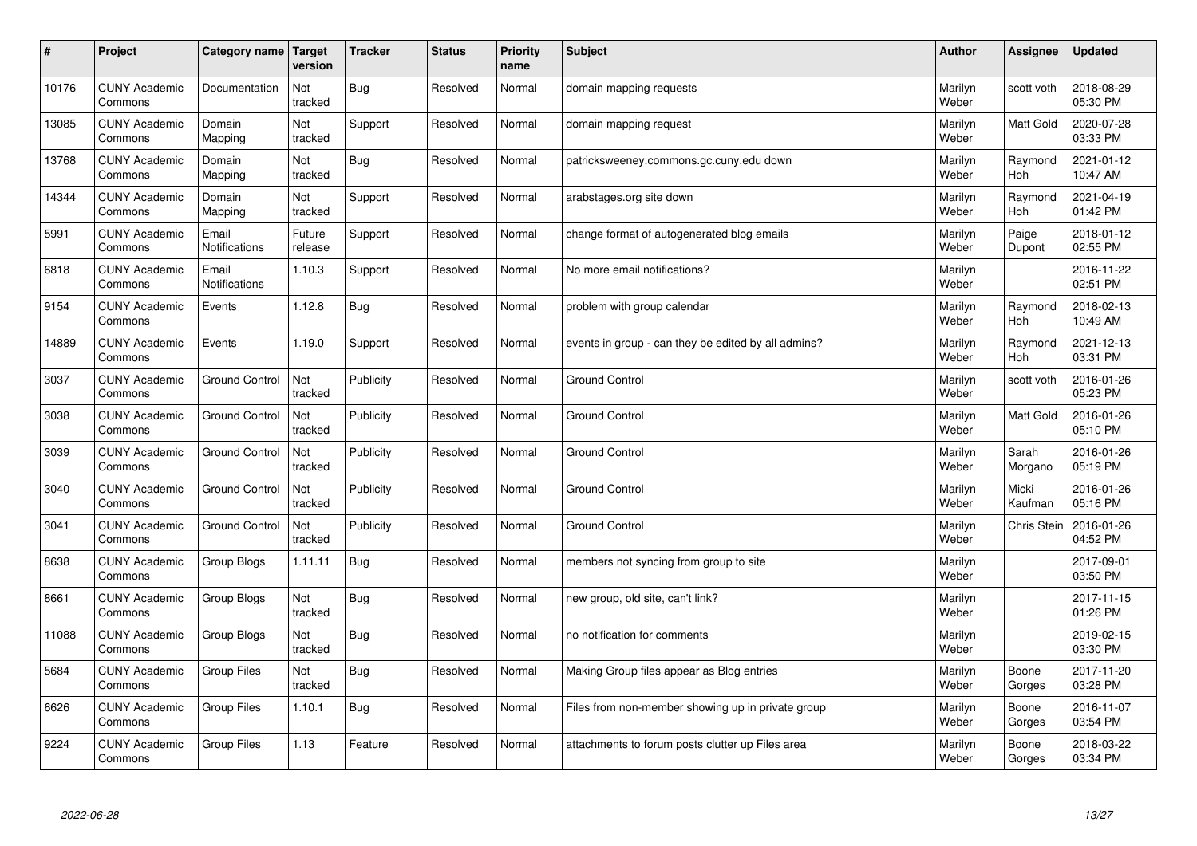| # | Project | Category name | Target version | Tracker | Status | Priority name | Subject | Author | Assignee | Updated |
|---|---|---|---|---|---|---|---|---|---|---|
| 10176 | CUNY Academic Commons | Documentation | Not tracked | Bug | Resolved | Normal | domain mapping requests | Marilyn Weber | scott voth | 2018-08-29 05:30 PM |
| 13085 | CUNY Academic Commons | Domain Mapping | Not tracked | Support | Resolved | Normal | domain mapping request | Marilyn Weber | Matt Gold | 2020-07-28 03:33 PM |
| 13768 | CUNY Academic Commons | Domain Mapping | Not tracked | Bug | Resolved | Normal | patricksweeney.commons.gc.cuny.edu down | Marilyn Weber | Raymond Hoh | 2021-01-12 10:47 AM |
| 14344 | CUNY Academic Commons | Domain Mapping | Not tracked | Support | Resolved | Normal | arabstages.org site down | Marilyn Weber | Raymond Hoh | 2021-04-19 01:42 PM |
| 5991 | CUNY Academic Commons | Email Notifications | Future release | Support | Resolved | Normal | change format of autogenerated blog emails | Marilyn Weber | Paige Dupont | 2018-01-12 02:55 PM |
| 6818 | CUNY Academic Commons | Email Notifications | 1.10.3 | Support | Resolved | Normal | No more email notifications? | Marilyn Weber | | 2016-11-22 02:51 PM |
| 9154 | CUNY Academic Commons | Events | 1.12.8 | Bug | Resolved | Normal | problem with group calendar | Marilyn Weber | Raymond Hoh | 2018-02-13 10:49 AM |
| 14889 | CUNY Academic Commons | Events | 1.19.0 | Support | Resolved | Normal | events in group - can they be edited by all admins? | Marilyn Weber | Raymond Hoh | 2021-12-13 03:31 PM |
| 3037 | CUNY Academic Commons | Ground Control | Not tracked | Publicity | Resolved | Normal | Ground Control | Marilyn Weber | scott voth | 2016-01-26 05:23 PM |
| 3038 | CUNY Academic Commons | Ground Control | Not tracked | Publicity | Resolved | Normal | Ground Control | Marilyn Weber | Matt Gold | 2016-01-26 05:10 PM |
| 3039 | CUNY Academic Commons | Ground Control | Not tracked | Publicity | Resolved | Normal | Ground Control | Marilyn Weber | Sarah Morgano | 2016-01-26 05:19 PM |
| 3040 | CUNY Academic Commons | Ground Control | Not tracked | Publicity | Resolved | Normal | Ground Control | Marilyn Weber | Micki Kaufman | 2016-01-26 05:16 PM |
| 3041 | CUNY Academic Commons | Ground Control | Not tracked | Publicity | Resolved | Normal | Ground Control | Marilyn Weber | Chris Stein | 2016-01-26 04:52 PM |
| 8638 | CUNY Academic Commons | Group Blogs | 1.11.11 | Bug | Resolved | Normal | members not syncing from group to site | Marilyn Weber | | 2017-09-01 03:50 PM |
| 8661 | CUNY Academic Commons | Group Blogs | Not tracked | Bug | Resolved | Normal | new group, old site, can't link? | Marilyn Weber | | 2017-11-15 01:26 PM |
| 11088 | CUNY Academic Commons | Group Blogs | Not tracked | Bug | Resolved | Normal | no notification for comments | Marilyn Weber | | 2019-02-15 03:30 PM |
| 5684 | CUNY Academic Commons | Group Files | Not tracked | Bug | Resolved | Normal | Making Group files appear as Blog entries | Marilyn Weber | Boone Gorges | 2017-11-20 03:28 PM |
| 6626 | CUNY Academic Commons | Group Files | 1.10.1 | Bug | Resolved | Normal | Files from non-member showing up in private group | Marilyn Weber | Boone Gorges | 2016-11-07 03:54 PM |
| 9224 | CUNY Academic Commons | Group Files | 1.13 | Feature | Resolved | Normal | attachments to forum posts clutter up Files area | Marilyn Weber | Boone Gorges | 2018-03-22 03:34 PM |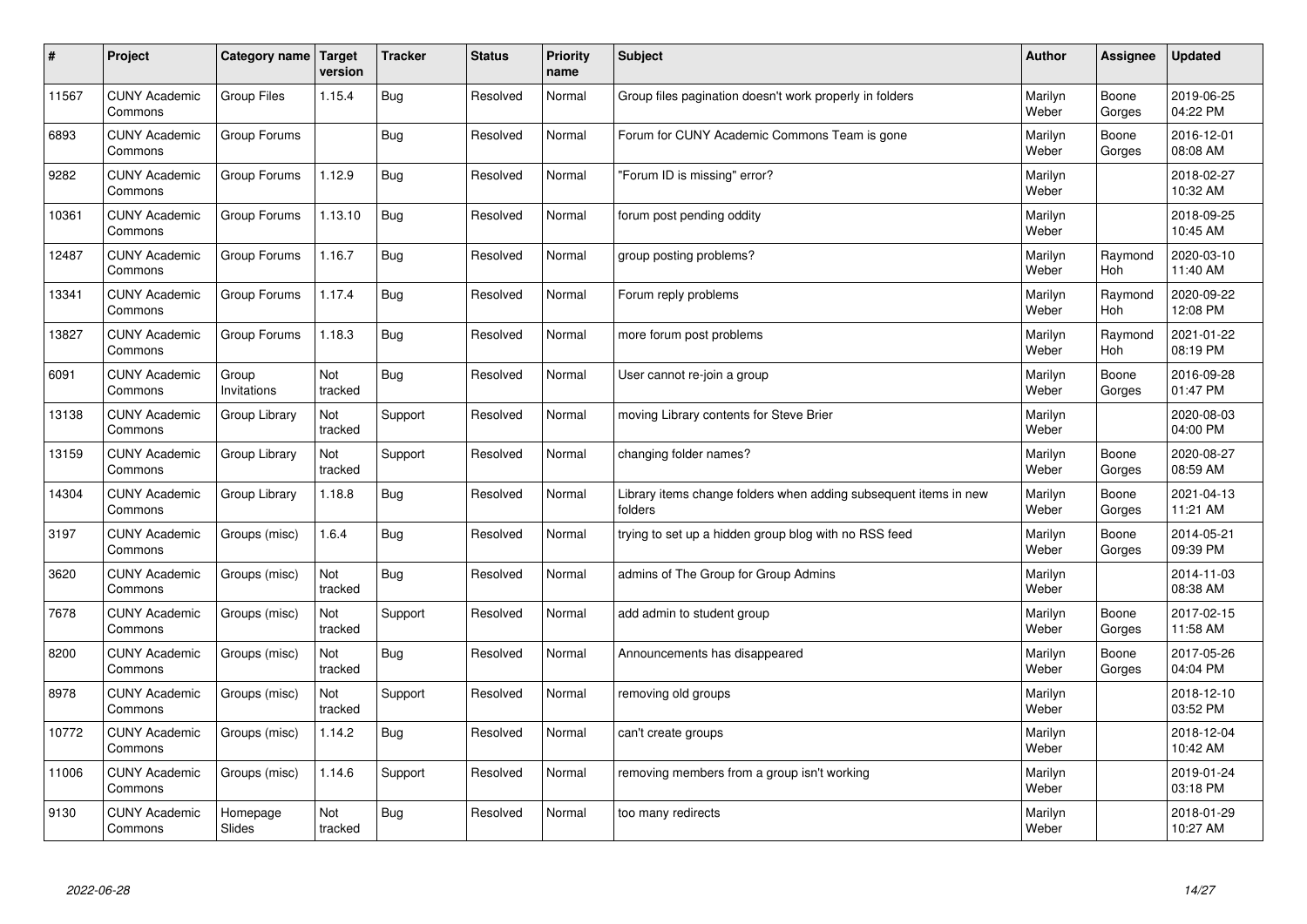| # | Project | Category name | Target version | Tracker | Status | Priority name | Subject | Author | Assignee | Updated |
|---|---|---|---|---|---|---|---|---|---|---|
| 11567 | CUNY Academic Commons | Group Files | 1.15.4 | Bug | Resolved | Normal | Group files pagination doesn't work properly in folders | Marilyn Weber | Boone Gorges | 2019-06-25 04:22 PM |
| 6893 | CUNY Academic Commons | Group Forums | | Bug | Resolved | Normal | Forum for CUNY Academic Commons Team is gone | Marilyn Weber | Boone Gorges | 2016-12-01 08:08 AM |
| 9282 | CUNY Academic Commons | Group Forums | 1.12.9 | Bug | Resolved | Normal | "Forum ID is missing" error? | Marilyn Weber | | 2018-02-27 10:32 AM |
| 10361 | CUNY Academic Commons | Group Forums | 1.13.10 | Bug | Resolved | Normal | forum post pending oddity | Marilyn Weber | | 2018-09-25 10:45 AM |
| 12487 | CUNY Academic Commons | Group Forums | 1.16.7 | Bug | Resolved | Normal | group posting problems? | Marilyn Weber | Raymond Hoh | 2020-03-10 11:40 AM |
| 13341 | CUNY Academic Commons | Group Forums | 1.17.4 | Bug | Resolved | Normal | Forum reply problems | Marilyn Weber | Raymond Hoh | 2020-09-22 12:08 PM |
| 13827 | CUNY Academic Commons | Group Forums | 1.18.3 | Bug | Resolved | Normal | more forum post problems | Marilyn Weber | Raymond Hoh | 2021-01-22 08:19 PM |
| 6091 | CUNY Academic Commons | Group Invitations | Not tracked | Bug | Resolved | Normal | User cannot re-join a group | Marilyn Weber | Boone Gorges | 2016-09-28 01:47 PM |
| 13138 | CUNY Academic Commons | Group Library | Not tracked | Support | Resolved | Normal | moving Library contents for Steve Brier | Marilyn Weber | | 2020-08-03 04:00 PM |
| 13159 | CUNY Academic Commons | Group Library | Not tracked | Support | Resolved | Normal | changing folder names? | Marilyn Weber | Boone Gorges | 2020-08-27 08:59 AM |
| 14304 | CUNY Academic Commons | Group Library | 1.18.8 | Bug | Resolved | Normal | Library items change folders when adding subsequent items in new folders | Marilyn Weber | Boone Gorges | 2021-04-13 11:21 AM |
| 3197 | CUNY Academic Commons | Groups (misc) | 1.6.4 | Bug | Resolved | Normal | trying to set up a hidden group blog with no RSS feed | Marilyn Weber | Boone Gorges | 2014-05-21 09:39 PM |
| 3620 | CUNY Academic Commons | Groups (misc) | Not tracked | Bug | Resolved | Normal | admins of The Group for Group Admins | Marilyn Weber | | 2014-11-03 08:38 AM |
| 7678 | CUNY Academic Commons | Groups (misc) | Not tracked | Support | Resolved | Normal | add admin to student group | Marilyn Weber | Boone Gorges | 2017-02-15 11:58 AM |
| 8200 | CUNY Academic Commons | Groups (misc) | Not tracked | Bug | Resolved | Normal | Announcements has disappeared | Marilyn Weber | Boone Gorges | 2017-05-26 04:04 PM |
| 8978 | CUNY Academic Commons | Groups (misc) | Not tracked | Support | Resolved | Normal | removing old groups | Marilyn Weber | | 2018-12-10 03:52 PM |
| 10772 | CUNY Academic Commons | Groups (misc) | 1.14.2 | Bug | Resolved | Normal | can't create groups | Marilyn Weber | | 2018-12-04 10:42 AM |
| 11006 | CUNY Academic Commons | Groups (misc) | 1.14.6 | Support | Resolved | Normal | removing members from a group isn't working | Marilyn Weber | | 2019-01-24 03:18 PM |
| 9130 | CUNY Academic Commons | Homepage Slides | Not tracked | Bug | Resolved | Normal | too many redirects | Marilyn Weber | | 2018-01-29 10:27 AM |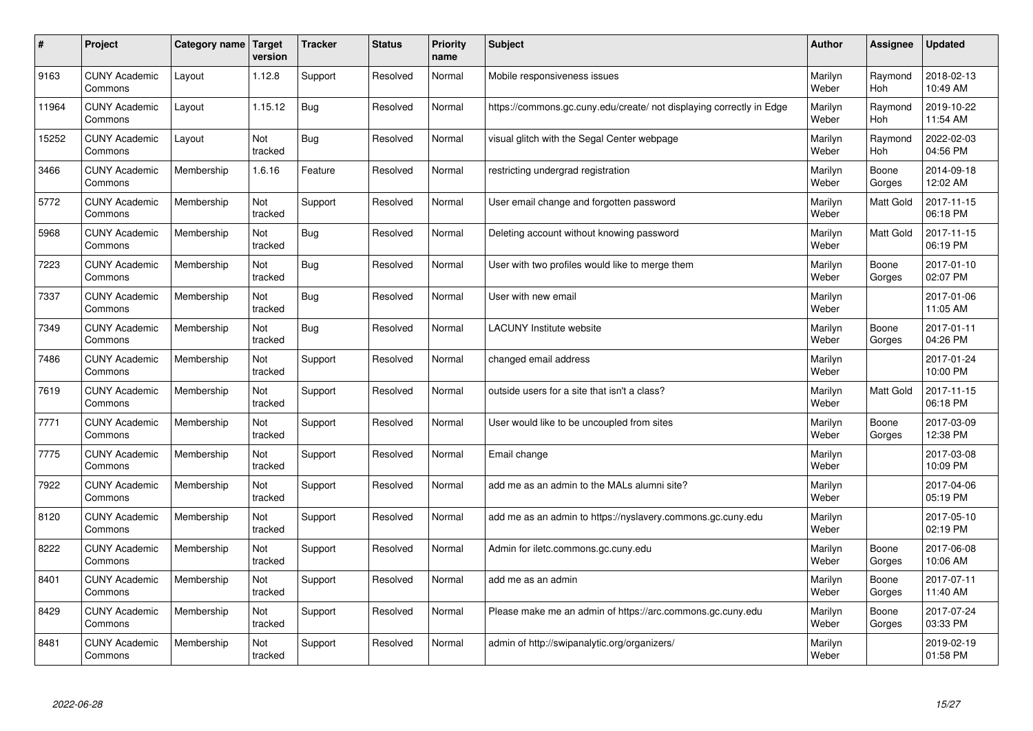| # | Project | Category name | Target version | Tracker | Status | Priority name | Subject | Author | Assignee | Updated |
|---|---|---|---|---|---|---|---|---|---|---|
| 9163 | CUNY Academic Commons | Layout | 1.12.8 | Support | Resolved | Normal | Mobile responsiveness issues | Marilyn Weber | Raymond Hoh | 2018-02-13 10:49 AM |
| 11964 | CUNY Academic Commons | Layout | 1.15.12 | Bug | Resolved | Normal | https://commons.gc.cuny.edu/create/ not displaying correctly in Edge | Marilyn Weber | Raymond Hoh | 2019-10-22 11:54 AM |
| 15252 | CUNY Academic Commons | Layout | Not tracked | Bug | Resolved | Normal | visual glitch with the Segal Center webpage | Marilyn Weber | Raymond Hoh | 2022-02-03 04:56 PM |
| 3466 | CUNY Academic Commons | Membership | 1.6.16 | Feature | Resolved | Normal | restricting undergrad registration | Marilyn Weber | Boone Gorges | 2014-09-18 12:02 AM |
| 5772 | CUNY Academic Commons | Membership | Not tracked | Support | Resolved | Normal | User email change and forgotten password | Marilyn Weber | Matt Gold | 2017-11-15 06:18 PM |
| 5968 | CUNY Academic Commons | Membership | Not tracked | Bug | Resolved | Normal | Deleting account without knowing password | Marilyn Weber | Matt Gold | 2017-11-15 06:19 PM |
| 7223 | CUNY Academic Commons | Membership | Not tracked | Bug | Resolved | Normal | User with two profiles would like to merge them | Marilyn Weber | Boone Gorges | 2017-01-10 02:07 PM |
| 7337 | CUNY Academic Commons | Membership | Not tracked | Bug | Resolved | Normal | User with new email | Marilyn Weber | | 2017-01-06 11:05 AM |
| 7349 | CUNY Academic Commons | Membership | Not tracked | Bug | Resolved | Normal | LACUNY Institute website | Marilyn Weber | Boone Gorges | 2017-01-11 04:26 PM |
| 7486 | CUNY Academic Commons | Membership | Not tracked | Support | Resolved | Normal | changed email address | Marilyn Weber | | 2017-01-24 10:00 PM |
| 7619 | CUNY Academic Commons | Membership | Not tracked | Support | Resolved | Normal | outside users for a site that isn't a class? | Marilyn Weber | Matt Gold | 2017-11-15 06:18 PM |
| 7771 | CUNY Academic Commons | Membership | Not tracked | Support | Resolved | Normal | User would like to be uncoupled from sites | Marilyn Weber | Boone Gorges | 2017-03-09 12:38 PM |
| 7775 | CUNY Academic Commons | Membership | Not tracked | Support | Resolved | Normal | Email change | Marilyn Weber | | 2017-03-08 10:09 PM |
| 7922 | CUNY Academic Commons | Membership | Not tracked | Support | Resolved | Normal | add me as an admin to the MALs alumni site? | Marilyn Weber | | 2017-04-06 05:19 PM |
| 8120 | CUNY Academic Commons | Membership | Not tracked | Support | Resolved | Normal | add me as an admin to https://nyslavery.commons.gc.cuny.edu | Marilyn Weber | | 2017-05-10 02:19 PM |
| 8222 | CUNY Academic Commons | Membership | Not tracked | Support | Resolved | Normal | Admin for iletc.commons.gc.cuny.edu | Marilyn Weber | Boone Gorges | 2017-06-08 10:06 AM |
| 8401 | CUNY Academic Commons | Membership | Not tracked | Support | Resolved | Normal | add me as an admin | Marilyn Weber | Boone Gorges | 2017-07-11 11:40 AM |
| 8429 | CUNY Academic Commons | Membership | Not tracked | Support | Resolved | Normal | Please make me an admin of https://arc.commons.gc.cuny.edu | Marilyn Weber | Boone Gorges | 2017-07-24 03:33 PM |
| 8481 | CUNY Academic Commons | Membership | Not tracked | Support | Resolved | Normal | admin of http://swipanalytic.org/organizers/ | Marilyn Weber | | 2019-02-19 01:58 PM |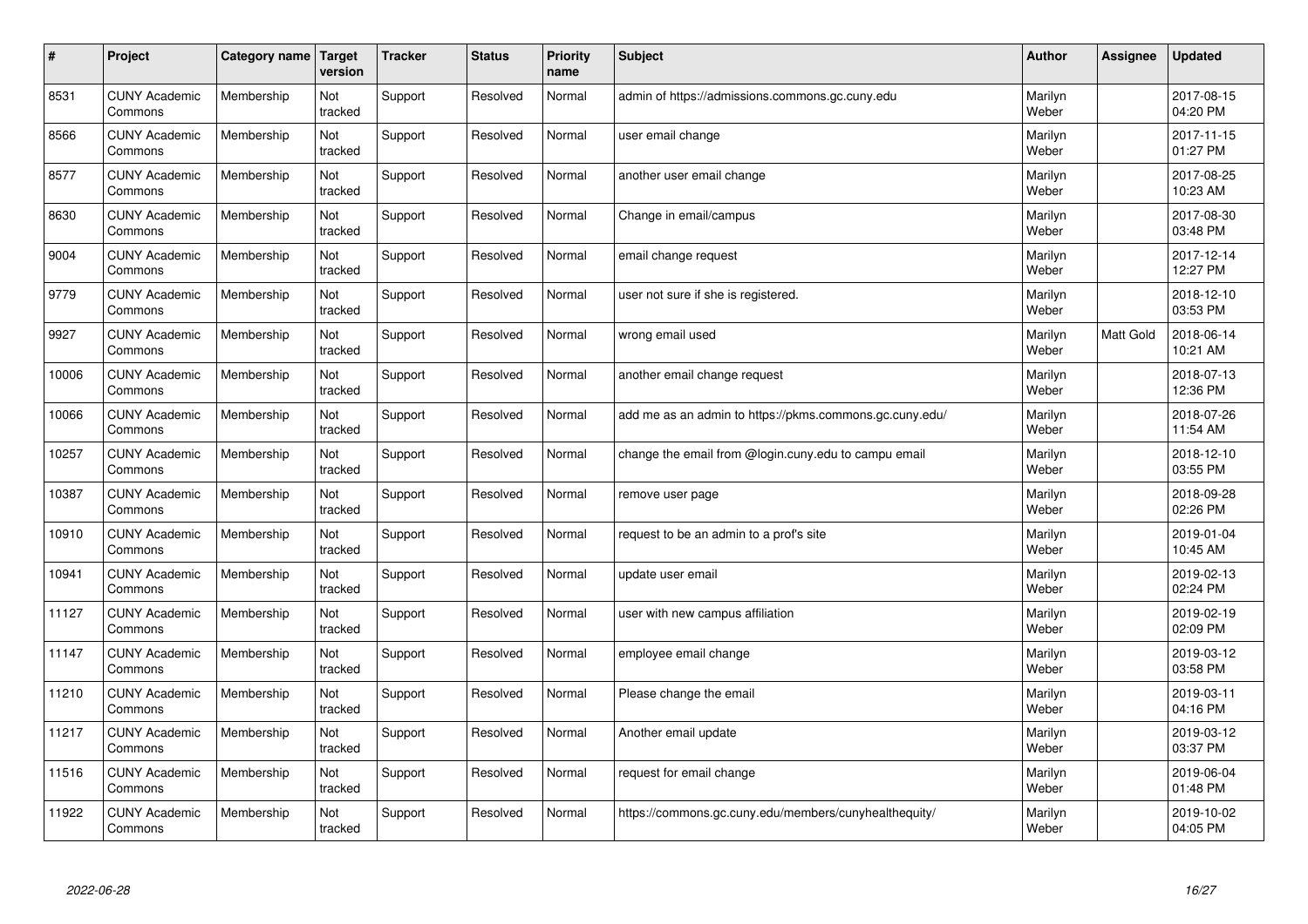| # | Project | Category name | Target version | Tracker | Status | Priority name | Subject | Author | Assignee | Updated |
|---|---|---|---|---|---|---|---|---|---|---|
| 8531 | CUNY Academic Commons | Membership | Not tracked | Support | Resolved | Normal | admin of https://admissions.commons.gc.cuny.edu | Marilyn Weber | | 2017-08-15 04:20 PM |
| 8566 | CUNY Academic Commons | Membership | Not tracked | Support | Resolved | Normal | user email change | Marilyn Weber | | 2017-11-15 01:27 PM |
| 8577 | CUNY Academic Commons | Membership | Not tracked | Support | Resolved | Normal | another user email change | Marilyn Weber | | 2017-08-25 10:23 AM |
| 8630 | CUNY Academic Commons | Membership | Not tracked | Support | Resolved | Normal | Change in email/campus | Marilyn Weber | | 2017-08-30 03:48 PM |
| 9004 | CUNY Academic Commons | Membership | Not tracked | Support | Resolved | Normal | email change request | Marilyn Weber | | 2017-12-14 12:27 PM |
| 9779 | CUNY Academic Commons | Membership | Not tracked | Support | Resolved | Normal | user not sure if she is registered. | Marilyn Weber | | 2018-12-10 03:53 PM |
| 9927 | CUNY Academic Commons | Membership | Not tracked | Support | Resolved | Normal | wrong email used | Marilyn Weber | Matt Gold | 2018-06-14 10:21 AM |
| 10006 | CUNY Academic Commons | Membership | Not tracked | Support | Resolved | Normal | another email change request | Marilyn Weber | | 2018-07-13 12:36 PM |
| 10066 | CUNY Academic Commons | Membership | Not tracked | Support | Resolved | Normal | add me as an admin to https://pkms.commons.gc.cuny.edu/ | Marilyn Weber | | 2018-07-26 11:54 AM |
| 10257 | CUNY Academic Commons | Membership | Not tracked | Support | Resolved | Normal | change the email from @login.cuny.edu to campu email | Marilyn Weber | | 2018-12-10 03:55 PM |
| 10387 | CUNY Academic Commons | Membership | Not tracked | Support | Resolved | Normal | remove user page | Marilyn Weber | | 2018-09-28 02:26 PM |
| 10910 | CUNY Academic Commons | Membership | Not tracked | Support | Resolved | Normal | request to be an admin to a prof's site | Marilyn Weber | | 2019-01-04 10:45 AM |
| 10941 | CUNY Academic Commons | Membership | Not tracked | Support | Resolved | Normal | update user email | Marilyn Weber | | 2019-02-13 02:24 PM |
| 11127 | CUNY Academic Commons | Membership | Not tracked | Support | Resolved | Normal | user with new campus affiliation | Marilyn Weber | | 2019-02-19 02:09 PM |
| 11147 | CUNY Academic Commons | Membership | Not tracked | Support | Resolved | Normal | employee email change | Marilyn Weber | | 2019-03-12 03:58 PM |
| 11210 | CUNY Academic Commons | Membership | Not tracked | Support | Resolved | Normal | Please change the email | Marilyn Weber | | 2019-03-11 04:16 PM |
| 11217 | CUNY Academic Commons | Membership | Not tracked | Support | Resolved | Normal | Another email update | Marilyn Weber | | 2019-03-12 03:37 PM |
| 11516 | CUNY Academic Commons | Membership | Not tracked | Support | Resolved | Normal | request for email change | Marilyn Weber | | 2019-06-04 01:48 PM |
| 11922 | CUNY Academic Commons | Membership | Not tracked | Support | Resolved | Normal | https://commons.gc.cuny.edu/members/cunyhealthequity/ | Marilyn Weber | | 2019-10-02 04:05 PM |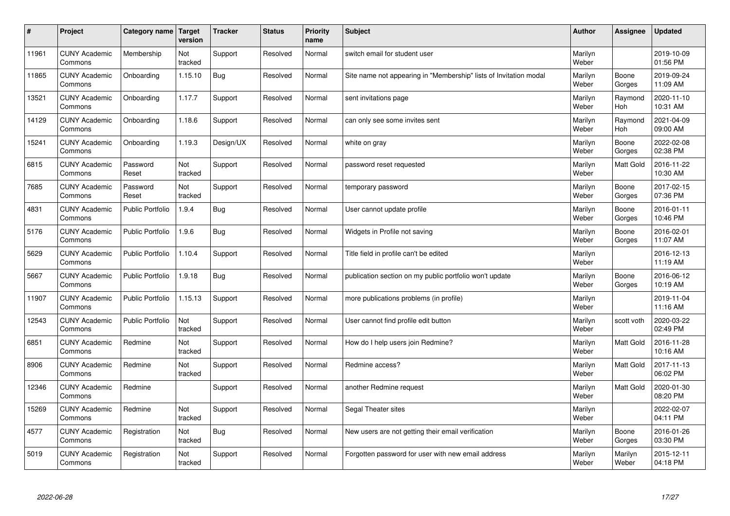| # | Project | Category name | Target version | Tracker | Status | Priority name | Subject | Author | Assignee | Updated |
|---|---|---|---|---|---|---|---|---|---|---|
| 11961 | CUNY Academic Commons | Membership | Not tracked | Support | Resolved | Normal | switch email for student user | Marilyn Weber | | 2019-10-09 01:56 PM |
| 11865 | CUNY Academic Commons | Onboarding | 1.15.10 | Bug | Resolved | Normal | Site name not appearing in "Membership" lists of Invitation modal | Marilyn Weber | Boone Gorges | 2019-09-24 11:09 AM |
| 13521 | CUNY Academic Commons | Onboarding | 1.17.7 | Support | Resolved | Normal | sent invitations page | Marilyn Weber | Raymond Hoh | 2020-11-10 10:31 AM |
| 14129 | CUNY Academic Commons | Onboarding | 1.18.6 | Support | Resolved | Normal | can only see some invites sent | Marilyn Weber | Raymond Hoh | 2021-04-09 09:00 AM |
| 15241 | CUNY Academic Commons | Onboarding | 1.19.3 | Design/UX | Resolved | Normal | white on gray | Marilyn Weber | Boone Gorges | 2022-02-08 02:38 PM |
| 6815 | CUNY Academic Commons | Password Reset | Not tracked | Support | Resolved | Normal | password reset requested | Marilyn Weber | Matt Gold | 2016-11-22 10:30 AM |
| 7685 | CUNY Academic Commons | Password Reset | Not tracked | Support | Resolved | Normal | temporary password | Marilyn Weber | Boone Gorges | 2017-02-15 07:36 PM |
| 4831 | CUNY Academic Commons | Public Portfolio | 1.9.4 | Bug | Resolved | Normal | User cannot update profile | Marilyn Weber | Boone Gorges | 2016-01-11 10:46 PM |
| 5176 | CUNY Academic Commons | Public Portfolio | 1.9.6 | Bug | Resolved | Normal | Widgets in Profile not saving | Marilyn Weber | Boone Gorges | 2016-02-01 11:07 AM |
| 5629 | CUNY Academic Commons | Public Portfolio | 1.10.4 | Support | Resolved | Normal | Title field in profile can't be edited | Marilyn Weber | | 2016-12-13 11:19 AM |
| 5667 | CUNY Academic Commons | Public Portfolio | 1.9.18 | Bug | Resolved | Normal | publication section on my public portfolio won't update | Marilyn Weber | Boone Gorges | 2016-06-12 10:19 AM |
| 11907 | CUNY Academic Commons | Public Portfolio | 1.15.13 | Support | Resolved | Normal | more publications problems (in profile) | Marilyn Weber | | 2019-11-04 11:16 AM |
| 12543 | CUNY Academic Commons | Public Portfolio | Not tracked | Support | Resolved | Normal | User cannot find profile edit button | Marilyn Weber | scott voth | 2020-03-22 02:49 PM |
| 6851 | CUNY Academic Commons | Redmine | Not tracked | Support | Resolved | Normal | How do I help users join Redmine? | Marilyn Weber | Matt Gold | 2016-11-28 10:16 AM |
| 8906 | CUNY Academic Commons | Redmine | Not tracked | Support | Resolved | Normal | Redmine access? | Marilyn Weber | Matt Gold | 2017-11-13 06:02 PM |
| 12346 | CUNY Academic Commons | Redmine | | Support | Resolved | Normal | another Redmine request | Marilyn Weber | Matt Gold | 2020-01-30 08:20 PM |
| 15269 | CUNY Academic Commons | Redmine | Not tracked | Support | Resolved | Normal | Segal Theater sites | Marilyn Weber | | 2022-02-07 04:11 PM |
| 4577 | CUNY Academic Commons | Registration | Not tracked | Bug | Resolved | Normal | New users are not getting their email verification | Marilyn Weber | Boone Gorges | 2016-01-26 03:30 PM |
| 5019 | CUNY Academic Commons | Registration | Not tracked | Support | Resolved | Normal | Forgotten password for user with new email address | Marilyn Weber | Marilyn Weber | 2015-12-11 04:18 PM |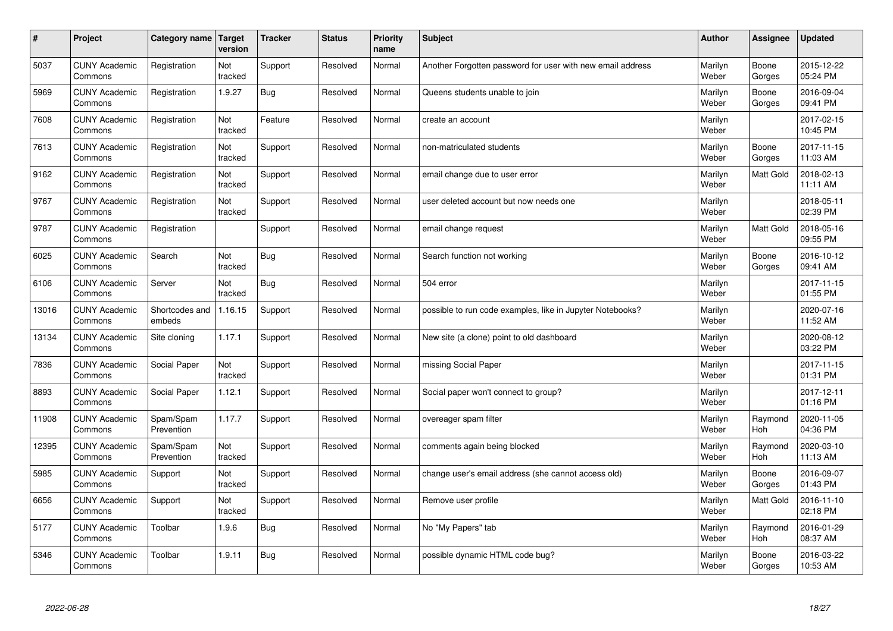| # | Project | Category name | Target version | Tracker | Status | Priority name | Subject | Author | Assignee | Updated |
|---|---|---|---|---|---|---|---|---|---|---|
| 5037 | CUNY Academic Commons | Registration | Not tracked | Support | Resolved | Normal | Another Forgotten password for user with new email address | Marilyn Weber | Boone Gorges | 2015-12-22 05:24 PM |
| 5969 | CUNY Academic Commons | Registration | 1.9.27 | Bug | Resolved | Normal | Queens students unable to join | Marilyn Weber | Boone Gorges | 2016-09-04 09:41 PM |
| 7608 | CUNY Academic Commons | Registration | Not tracked | Feature | Resolved | Normal | create an account | Marilyn Weber | | 2017-02-15 10:45 PM |
| 7613 | CUNY Academic Commons | Registration | Not tracked | Support | Resolved | Normal | non-matriculated students | Marilyn Weber | Boone Gorges | 2017-11-15 11:03 AM |
| 9162 | CUNY Academic Commons | Registration | Not tracked | Support | Resolved | Normal | email change due to user error | Marilyn Weber | Matt Gold | 2018-02-13 11:11 AM |
| 9767 | CUNY Academic Commons | Registration | Not tracked | Support | Resolved | Normal | user deleted account but now needs one | Marilyn Weber | | 2018-05-11 02:39 PM |
| 9787 | CUNY Academic Commons | Registration | | Support | Resolved | Normal | email change request | Marilyn Weber | Matt Gold | 2018-05-16 09:55 PM |
| 6025 | CUNY Academic Commons | Search | Not tracked | Bug | Resolved | Normal | Search function not working | Marilyn Weber | Boone Gorges | 2016-10-12 09:41 AM |
| 6106 | CUNY Academic Commons | Server | Not tracked | Bug | Resolved | Normal | 504 error | Marilyn Weber | | 2017-11-15 01:55 PM |
| 13016 | CUNY Academic Commons | Shortcodes and embeds | 1.16.15 | Support | Resolved | Normal | possible to run code examples, like in Jupyter Notebooks? | Marilyn Weber | | 2020-07-16 11:52 AM |
| 13134 | CUNY Academic Commons | Site cloning | 1.17.1 | Support | Resolved | Normal | New site (a clone) point to old dashboard | Marilyn Weber | | 2020-08-12 03:22 PM |
| 7836 | CUNY Academic Commons | Social Paper | Not tracked | Support | Resolved | Normal | missing Social Paper | Marilyn Weber | | 2017-11-15 01:31 PM |
| 8893 | CUNY Academic Commons | Social Paper | 1.12.1 | Support | Resolved | Normal | Social paper won't connect to group? | Marilyn Weber | | 2017-12-11 01:16 PM |
| 11908 | CUNY Academic Commons | Spam/Spam Prevention | 1.17.7 | Support | Resolved | Normal | overeager spam filter | Marilyn Weber | Raymond Hoh | 2020-11-05 04:36 PM |
| 12395 | CUNY Academic Commons | Spam/Spam Prevention | Not tracked | Support | Resolved | Normal | comments again being blocked | Marilyn Weber | Raymond Hoh | 2020-03-10 11:13 AM |
| 5985 | CUNY Academic Commons | Support | Not tracked | Support | Resolved | Normal | change user's email address (she cannot access old) | Marilyn Weber | Boone Gorges | 2016-09-07 01:43 PM |
| 6656 | CUNY Academic Commons | Support | Not tracked | Support | Resolved | Normal | Remove user profile | Marilyn Weber | Matt Gold | 2016-11-10 02:18 PM |
| 5177 | CUNY Academic Commons | Toolbar | 1.9.6 | Bug | Resolved | Normal | No "My Papers" tab | Marilyn Weber | Raymond Hoh | 2016-01-29 08:37 AM |
| 5346 | CUNY Academic Commons | Toolbar | 1.9.11 | Bug | Resolved | Normal | possible dynamic HTML code bug? | Marilyn Weber | Boone Gorges | 2016-03-22 10:53 AM |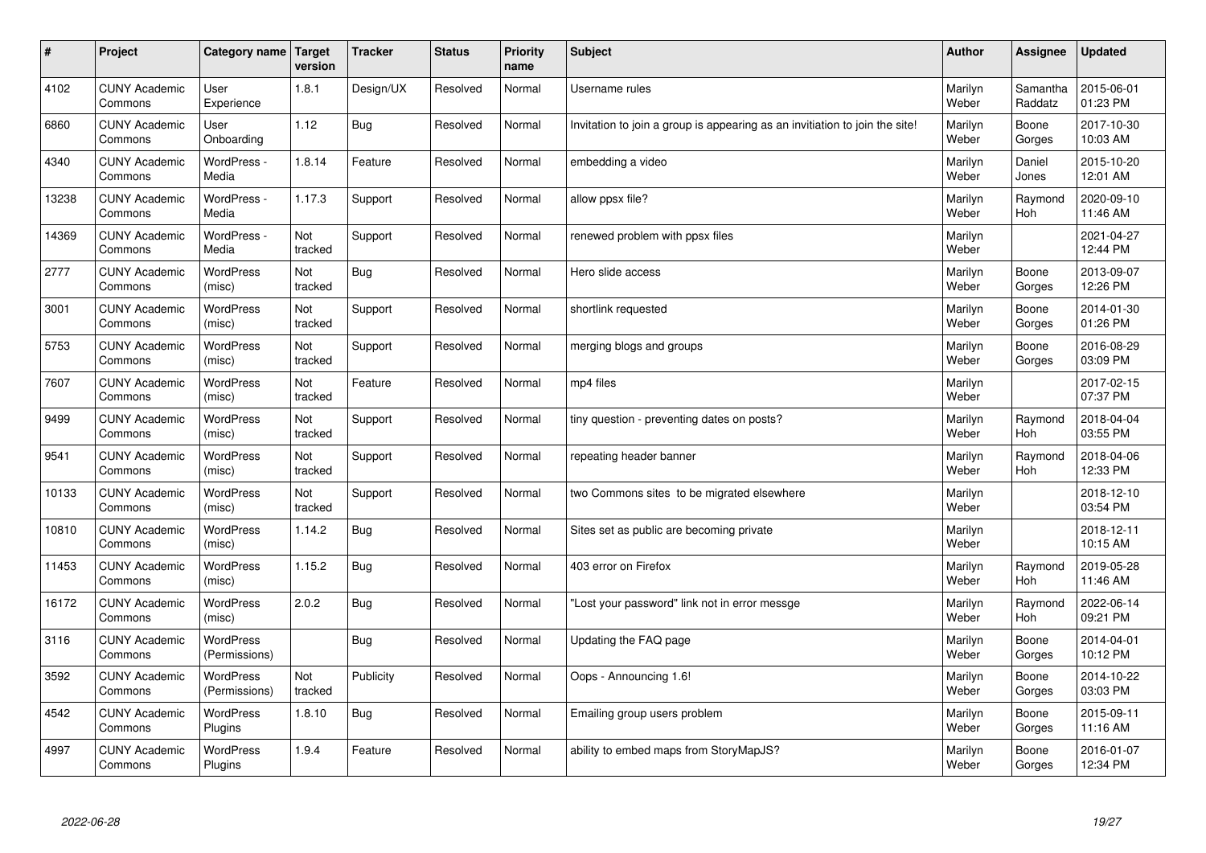| # | Project | Category name | Target version | Tracker | Status | Priority name | Subject | Author | Assignee | Updated |
|---|---|---|---|---|---|---|---|---|---|---|
| 4102 | CUNY Academic Commons | User Experience | 1.8.1 | Design/UX | Resolved | Normal | Username rules | Marilyn Weber | Samantha Raddatz | 2015-06-01 01:23 PM |
| 6860 | CUNY Academic Commons | User Onboarding | 1.12 | Bug | Resolved | Normal | Invitation to join a group is appearing as an invitation to join the site! | Marilyn Weber | Boone Gorges | 2017-10-30 10:03 AM |
| 4340 | CUNY Academic Commons | WordPress - Media | 1.8.14 | Feature | Resolved | Normal | embedding a video | Marilyn Weber | Daniel Jones | 2015-10-20 12:01 AM |
| 13238 | CUNY Academic Commons | WordPress - Media | 1.17.3 | Support | Resolved | Normal | allow ppsx file? | Marilyn Weber | Raymond Hoh | 2020-09-10 11:46 AM |
| 14369 | CUNY Academic Commons | WordPress - Media | Not tracked | Support | Resolved | Normal | renewed problem with ppsx files | Marilyn Weber | | 2021-04-27 12:44 PM |
| 2777 | CUNY Academic Commons | WordPress (misc) | Not tracked | Bug | Resolved | Normal | Hero slide access | Marilyn Weber | Boone Gorges | 2013-09-07 12:26 PM |
| 3001 | CUNY Academic Commons | WordPress (misc) | Not tracked | Support | Resolved | Normal | shortlink requested | Marilyn Weber | Boone Gorges | 2014-01-30 01:26 PM |
| 5753 | CUNY Academic Commons | WordPress (misc) | Not tracked | Support | Resolved | Normal | merging blogs and groups | Marilyn Weber | Boone Gorges | 2016-08-29 03:09 PM |
| 7607 | CUNY Academic Commons | WordPress (misc) | Not tracked | Feature | Resolved | Normal | mp4 files | Marilyn Weber | | 2017-02-15 07:37 PM |
| 9499 | CUNY Academic Commons | WordPress (misc) | Not tracked | Support | Resolved | Normal | tiny question - preventing dates on posts? | Marilyn Weber | Raymond Hoh | 2018-04-04 03:55 PM |
| 9541 | CUNY Academic Commons | WordPress (misc) | Not tracked | Support | Resolved | Normal | repeating header banner | Marilyn Weber | Raymond Hoh | 2018-04-06 12:33 PM |
| 10133 | CUNY Academic Commons | WordPress (misc) | Not tracked | Support | Resolved | Normal | two Commons sites to be migrated elsewhere | Marilyn Weber | | 2018-12-10 03:54 PM |
| 10810 | CUNY Academic Commons | WordPress (misc) | 1.14.2 | Bug | Resolved | Normal | Sites set as public are becoming private | Marilyn Weber | | 2018-12-11 10:15 AM |
| 11453 | CUNY Academic Commons | WordPress (misc) | 1.15.2 | Bug | Resolved | Normal | 403 error on Firefox | Marilyn Weber | Raymond Hoh | 2019-05-28 11:46 AM |
| 16172 | CUNY Academic Commons | WordPress (misc) | 2.0.2 | Bug | Resolved | Normal | "Lost your password" link not in error messge | Marilyn Weber | Raymond Hoh | 2022-06-14 09:21 PM |
| 3116 | CUNY Academic Commons | WordPress (Permissions) | | Bug | Resolved | Normal | Updating the FAQ page | Marilyn Weber | Boone Gorges | 2014-04-01 10:12 PM |
| 3592 | CUNY Academic Commons | WordPress (Permissions) | Not tracked | Publicity | Resolved | Normal | Oops - Announcing 1.6! | Marilyn Weber | Boone Gorges | 2014-10-22 03:03 PM |
| 4542 | CUNY Academic Commons | WordPress Plugins | 1.8.10 | Bug | Resolved | Normal | Emailing group users problem | Marilyn Weber | Boone Gorges | 2015-09-11 11:16 AM |
| 4997 | CUNY Academic Commons | WordPress Plugins | 1.9.4 | Feature | Resolved | Normal | ability to embed maps from StoryMapJS? | Marilyn Weber | Boone Gorges | 2016-01-07 12:34 PM |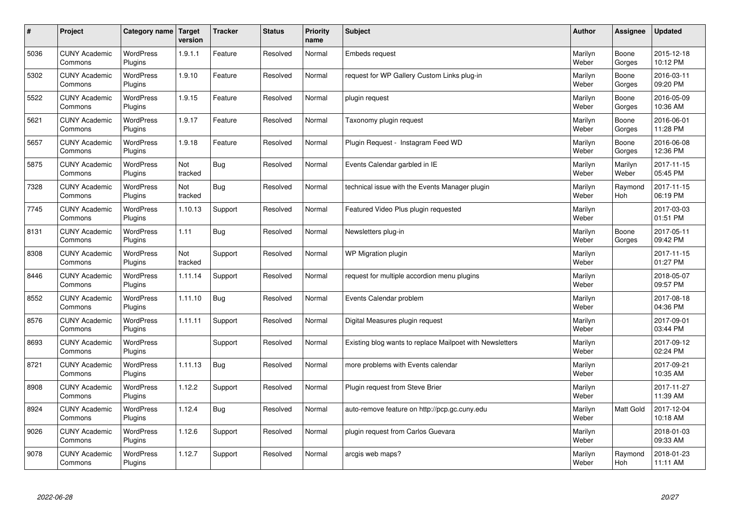| # | Project | Category name | Target version | Tracker | Status | Priority name | Subject | Author | Assignee | Updated |
|---|---|---|---|---|---|---|---|---|---|---|
| 5036 | CUNY Academic Commons | WordPress Plugins | 1.9.1.1 | Feature | Resolved | Normal | Embeds request | Marilyn Weber | Boone Gorges | 2015-12-18 10:12 PM |
| 5302 | CUNY Academic Commons | WordPress Plugins | 1.9.10 | Feature | Resolved | Normal | request for WP Gallery Custom Links plug-in | Marilyn Weber | Boone Gorges | 2016-03-11 09:20 PM |
| 5522 | CUNY Academic Commons | WordPress Plugins | 1.9.15 | Feature | Resolved | Normal | plugin request | Marilyn Weber | Boone Gorges | 2016-05-09 10:36 AM |
| 5621 | CUNY Academic Commons | WordPress Plugins | 1.9.17 | Feature | Resolved | Normal | Taxonomy plugin request | Marilyn Weber | Boone Gorges | 2016-06-01 11:28 PM |
| 5657 | CUNY Academic Commons | WordPress Plugins | 1.9.18 | Feature | Resolved | Normal | Plugin Request - Instagram Feed WD | Marilyn Weber | Boone Gorges | 2016-06-08 12:36 PM |
| 5875 | CUNY Academic Commons | WordPress Plugins | Not tracked | Bug | Resolved | Normal | Events Calendar garbled in IE | Marilyn Weber | Marilyn Weber | 2017-11-15 05:45 PM |
| 7328 | CUNY Academic Commons | WordPress Plugins | Not tracked | Bug | Resolved | Normal | technical issue with the Events Manager plugin | Marilyn Weber | Raymond Hoh | 2017-11-15 06:19 PM |
| 7745 | CUNY Academic Commons | WordPress Plugins | 1.10.13 | Support | Resolved | Normal | Featured Video Plus plugin requested | Marilyn Weber | | 2017-03-03 01:51 PM |
| 8131 | CUNY Academic Commons | WordPress Plugins | 1.11 | Bug | Resolved | Normal | Newsletters plug-in | Marilyn Weber | Boone Gorges | 2017-05-11 09:42 PM |
| 8308 | CUNY Academic Commons | WordPress Plugins | Not tracked | Support | Resolved | Normal | WP Migration plugin | Marilyn Weber | | 2017-11-15 01:27 PM |
| 8446 | CUNY Academic Commons | WordPress Plugins | 1.11.14 | Support | Resolved | Normal | request for multiple accordion menu plugins | Marilyn Weber | | 2018-05-07 09:57 PM |
| 8552 | CUNY Academic Commons | WordPress Plugins | 1.11.10 | Bug | Resolved | Normal | Events Calendar problem | Marilyn Weber | | 2017-08-18 04:36 PM |
| 8576 | CUNY Academic Commons | WordPress Plugins | 1.11.11 | Support | Resolved | Normal | Digital Measures plugin request | Marilyn Weber | | 2017-09-01 03:44 PM |
| 8693 | CUNY Academic Commons | WordPress Plugins | | Support | Resolved | Normal | Existing blog wants to replace Mailpoet with Newsletters | Marilyn Weber | | 2017-09-12 02:24 PM |
| 8721 | CUNY Academic Commons | WordPress Plugins | 1.11.13 | Bug | Resolved | Normal | more problems with Events calendar | Marilyn Weber | | 2017-09-21 10:35 AM |
| 8908 | CUNY Academic Commons | WordPress Plugins | 1.12.2 | Support | Resolved | Normal | Plugin request from Steve Brier | Marilyn Weber | | 2017-11-27 11:39 AM |
| 8924 | CUNY Academic Commons | WordPress Plugins | 1.12.4 | Bug | Resolved | Normal | auto-remove feature on http://pcp.gc.cuny.edu | Marilyn Weber | Matt Gold | 2017-12-04 10:18 AM |
| 9026 | CUNY Academic Commons | WordPress Plugins | 1.12.6 | Support | Resolved | Normal | plugin request from Carlos Guevara | Marilyn Weber | | 2018-01-03 09:33 AM |
| 9078 | CUNY Academic Commons | WordPress Plugins | 1.12.7 | Support | Resolved | Normal | arcgis web maps? | Marilyn Weber | Raymond Hoh | 2018-01-23 11:11 AM |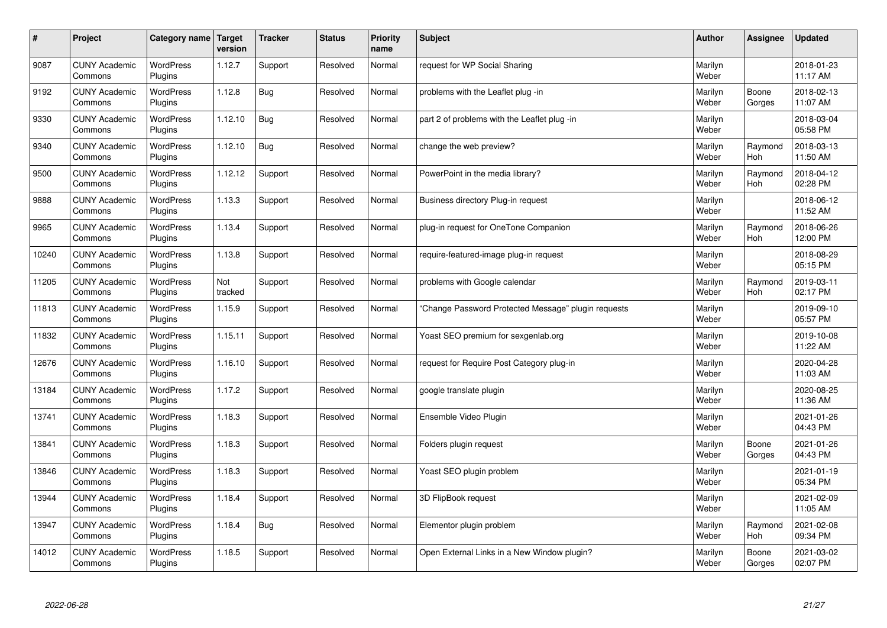| # | Project | Category name | Target version | Tracker | Status | Priority name | Subject | Author | Assignee | Updated |
|---|---|---|---|---|---|---|---|---|---|---|
| 9087 | CUNY Academic Commons | WordPress Plugins | 1.12.7 | Support | Resolved | Normal | request for WP Social Sharing | Marilyn Weber | | 2018-01-23 11:17 AM |
| 9192 | CUNY Academic Commons | WordPress Plugins | 1.12.8 | Bug | Resolved | Normal | problems with the Leaflet plug -in | Marilyn Weber | Boone Gorges | 2018-02-13 11:07 AM |
| 9330 | CUNY Academic Commons | WordPress Plugins | 1.12.10 | Bug | Resolved | Normal | part 2 of problems with the Leaflet plug -in | Marilyn Weber | | 2018-03-04 05:58 PM |
| 9340 | CUNY Academic Commons | WordPress Plugins | 1.12.10 | Bug | Resolved | Normal | change the web preview? | Marilyn Weber | Raymond Hoh | 2018-03-13 11:50 AM |
| 9500 | CUNY Academic Commons | WordPress Plugins | 1.12.12 | Support | Resolved | Normal | PowerPoint in the media library? | Marilyn Weber | Raymond Hoh | 2018-04-12 02:28 PM |
| 9888 | CUNY Academic Commons | WordPress Plugins | 1.13.3 | Support | Resolved | Normal | Business directory Plug-in request | Marilyn Weber | | 2018-06-12 11:52 AM |
| 9965 | CUNY Academic Commons | WordPress Plugins | 1.13.4 | Support | Resolved | Normal | plug-in request for OneTone Companion | Marilyn Weber | Raymond Hoh | 2018-06-26 12:00 PM |
| 10240 | CUNY Academic Commons | WordPress Plugins | 1.13.8 | Support | Resolved | Normal | require-featured-image plug-in request | Marilyn Weber | | 2018-08-29 05:15 PM |
| 11205 | CUNY Academic Commons | WordPress Plugins | Not tracked | Support | Resolved | Normal | problems with Google calendar | Marilyn Weber | Raymond Hoh | 2019-03-11 02:17 PM |
| 11813 | CUNY Academic Commons | WordPress Plugins | 1.15.9 | Support | Resolved | Normal | "Change Password Protected Message" plugin requests | Marilyn Weber | | 2019-09-10 05:57 PM |
| 11832 | CUNY Academic Commons | WordPress Plugins | 1.15.11 | Support | Resolved | Normal | Yoast SEO premium for sexgenlab.org | Marilyn Weber | | 2019-10-08 11:22 AM |
| 12676 | CUNY Academic Commons | WordPress Plugins | 1.16.10 | Support | Resolved | Normal | request for Require Post Category plug-in | Marilyn Weber | | 2020-04-28 11:03 AM |
| 13184 | CUNY Academic Commons | WordPress Plugins | 1.17.2 | Support | Resolved | Normal | google translate plugin | Marilyn Weber | | 2020-08-25 11:36 AM |
| 13741 | CUNY Academic Commons | WordPress Plugins | 1.18.3 | Support | Resolved | Normal | Ensemble Video Plugin | Marilyn Weber | | 2021-01-26 04:43 PM |
| 13841 | CUNY Academic Commons | WordPress Plugins | 1.18.3 | Support | Resolved | Normal | Folders plugin request | Marilyn Weber | Boone Gorges | 2021-01-26 04:43 PM |
| 13846 | CUNY Academic Commons | WordPress Plugins | 1.18.3 | Support | Resolved | Normal | Yoast SEO plugin problem | Marilyn Weber | | 2021-01-19 05:34 PM |
| 13944 | CUNY Academic Commons | WordPress Plugins | 1.18.4 | Support | Resolved | Normal | 3D FlipBook request | Marilyn Weber | | 2021-02-09 11:05 AM |
| 13947 | CUNY Academic Commons | WordPress Plugins | 1.18.4 | Bug | Resolved | Normal | Elementor plugin problem | Marilyn Weber | Raymond Hoh | 2021-02-08 09:34 PM |
| 14012 | CUNY Academic Commons | WordPress Plugins | 1.18.5 | Support | Resolved | Normal | Open External Links in a New Window plugin? | Marilyn Weber | Boone Gorges | 2021-03-02 02:07 PM |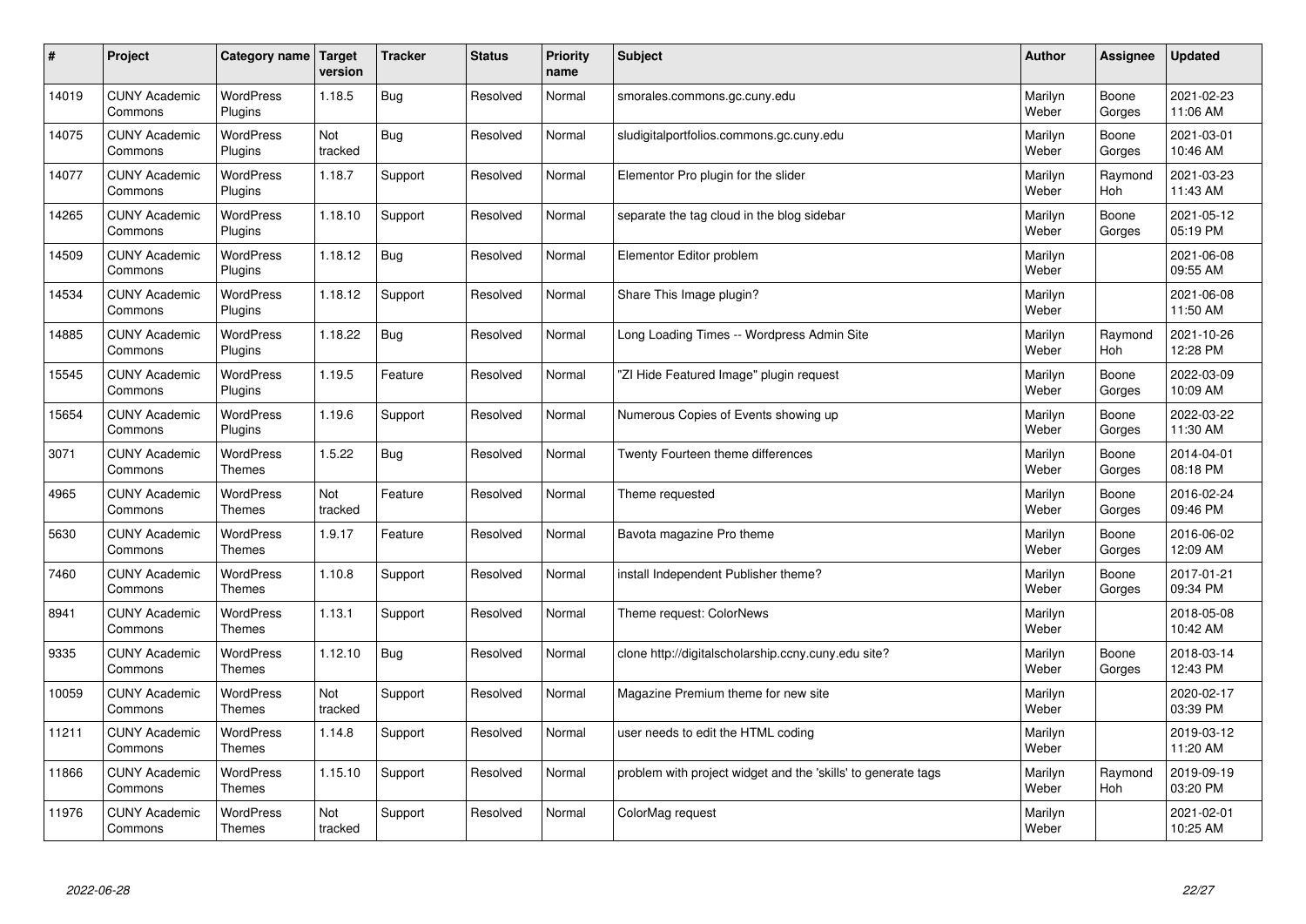| # | Project | Category name | Target version | Tracker | Status | Priority name | Subject | Author | Assignee | Updated |
|---|---|---|---|---|---|---|---|---|---|---|
| 14019 | CUNY Academic Commons | WordPress Plugins | 1.18.5 | Bug | Resolved | Normal | smorales.commons.gc.cuny.edu | Marilyn Weber | Boone Gorges | 2021-02-23 11:06 AM |
| 14075 | CUNY Academic Commons | WordPress Plugins | Not tracked | Bug | Resolved | Normal | sludigitalportfolios.commons.gc.cuny.edu | Marilyn Weber | Boone Gorges | 2021-03-01 10:46 AM |
| 14077 | CUNY Academic Commons | WordPress Plugins | 1.18.7 | Support | Resolved | Normal | Elementor Pro plugin for the slider | Marilyn Weber | Raymond Hoh | 2021-03-23 11:43 AM |
| 14265 | CUNY Academic Commons | WordPress Plugins | 1.18.10 | Support | Resolved | Normal | separate the tag cloud in the blog sidebar | Marilyn Weber | Boone Gorges | 2021-05-12 05:19 PM |
| 14509 | CUNY Academic Commons | WordPress Plugins | 1.18.12 | Bug | Resolved | Normal | Elementor Editor problem | Marilyn Weber | | 2021-06-08 09:55 AM |
| 14534 | CUNY Academic Commons | WordPress Plugins | 1.18.12 | Support | Resolved | Normal | Share This Image plugin? | Marilyn Weber | | 2021-06-08 11:50 AM |
| 14885 | CUNY Academic Commons | WordPress Plugins | 1.18.22 | Bug | Resolved | Normal | Long Loading Times -- Wordpress Admin Site | Marilyn Weber | Raymond Hoh | 2021-10-26 12:28 PM |
| 15545 | CUNY Academic Commons | WordPress Plugins | 1.19.5 | Feature | Resolved | Normal | "ZI Hide Featured Image" plugin request | Marilyn Weber | Boone Gorges | 2022-03-09 10:09 AM |
| 15654 | CUNY Academic Commons | WordPress Plugins | 1.19.6 | Support | Resolved | Normal | Numerous Copies of Events showing up | Marilyn Weber | Boone Gorges | 2022-03-22 11:30 AM |
| 3071 | CUNY Academic Commons | WordPress Themes | 1.5.22 | Bug | Resolved | Normal | Twenty Fourteen theme differences | Marilyn Weber | Boone Gorges | 2014-04-01 08:18 PM |
| 4965 | CUNY Academic Commons | WordPress Themes | Not tracked | Feature | Resolved | Normal | Theme requested | Marilyn Weber | Boone Gorges | 2016-02-24 09:46 PM |
| 5630 | CUNY Academic Commons | WordPress Themes | 1.9.17 | Feature | Resolved | Normal | Bavota magazine Pro theme | Marilyn Weber | Boone Gorges | 2016-06-02 12:09 AM |
| 7460 | CUNY Academic Commons | WordPress Themes | 1.10.8 | Support | Resolved | Normal | install Independent Publisher theme? | Marilyn Weber | Boone Gorges | 2017-01-21 09:34 PM |
| 8941 | CUNY Academic Commons | WordPress Themes | 1.13.1 | Support | Resolved | Normal | Theme request: ColorNews | Marilyn Weber | | 2018-05-08 10:42 AM |
| 9335 | CUNY Academic Commons | WordPress Themes | 1.12.10 | Bug | Resolved | Normal | clone http://digitalscholarship.ccny.cuny.edu site? | Marilyn Weber | Boone Gorges | 2018-03-14 12:43 PM |
| 10059 | CUNY Academic Commons | WordPress Themes | Not tracked | Support | Resolved | Normal | Magazine Premium theme for new site | Marilyn Weber | | 2020-02-17 03:39 PM |
| 11211 | CUNY Academic Commons | WordPress Themes | 1.14.8 | Support | Resolved | Normal | user needs to edit the HTML coding | Marilyn Weber | | 2019-03-12 11:20 AM |
| 11866 | CUNY Academic Commons | WordPress Themes | 1.15.10 | Support | Resolved | Normal | problem with project widget and the 'skills' to generate tags | Marilyn Weber | Raymond Hoh | 2019-09-19 03:20 PM |
| 11976 | CUNY Academic Commons | WordPress Themes | Not tracked | Support | Resolved | Normal | ColorMag request | Marilyn Weber | | 2021-02-01 10:25 AM |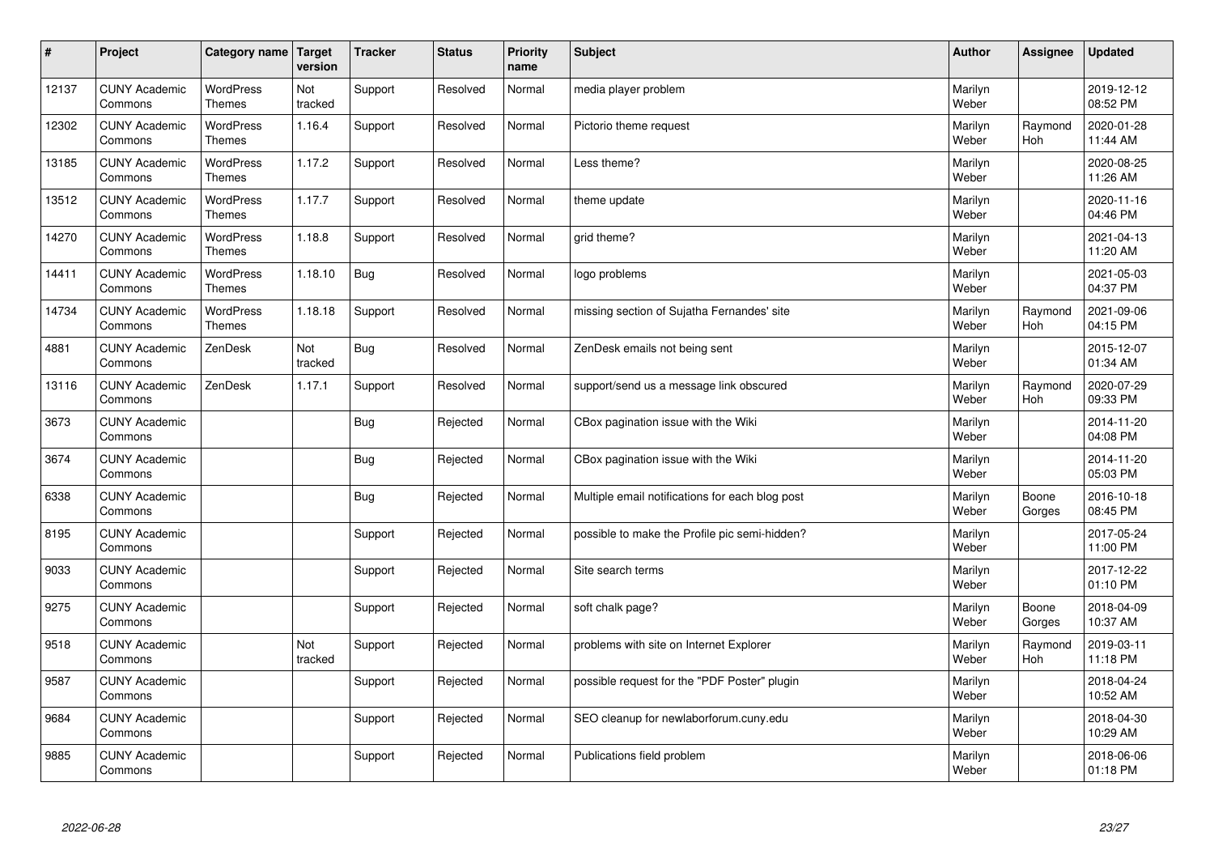| # | Project | Category name | Target version | Tracker | Status | Priority name | Subject | Author | Assignee | Updated |
|---|---|---|---|---|---|---|---|---|---|---|
| 12137 | CUNY Academic Commons | WordPress Themes | Not tracked | Support | Resolved | Normal | media player problem | Marilyn Weber | | 2019-12-12 08:52 PM |
| 12302 | CUNY Academic Commons | WordPress Themes | 1.16.4 | Support | Resolved | Normal | Pictorio theme request | Marilyn Weber | Raymond Hoh | 2020-01-28 11:44 AM |
| 13185 | CUNY Academic Commons | WordPress Themes | 1.17.2 | Support | Resolved | Normal | Less theme? | Marilyn Weber | | 2020-08-25 11:26 AM |
| 13512 | CUNY Academic Commons | WordPress Themes | 1.17.7 | Support | Resolved | Normal | theme update | Marilyn Weber | | 2020-11-16 04:46 PM |
| 14270 | CUNY Academic Commons | WordPress Themes | 1.18.8 | Support | Resolved | Normal | grid theme? | Marilyn Weber | | 2021-04-13 11:20 AM |
| 14411 | CUNY Academic Commons | WordPress Themes | 1.18.10 | Bug | Resolved | Normal | logo problems | Marilyn Weber | | 2021-05-03 04:37 PM |
| 14734 | CUNY Academic Commons | WordPress Themes | 1.18.18 | Support | Resolved | Normal | missing section of Sujatha Fernandes' site | Marilyn Weber | Raymond Hoh | 2021-09-06 04:15 PM |
| 4881 | CUNY Academic Commons | ZenDesk | Not tracked | Bug | Resolved | Normal | ZenDesk emails not being sent | Marilyn Weber | | 2015-12-07 01:34 AM |
| 13116 | CUNY Academic Commons | ZenDesk | 1.17.1 | Support | Resolved | Normal | support/send us a message link obscured | Marilyn Weber | Raymond Hoh | 2020-07-29 09:33 PM |
| 3673 | CUNY Academic Commons | | | Bug | Rejected | Normal | CBox pagination issue with the Wiki | Marilyn Weber | | 2014-11-20 04:08 PM |
| 3674 | CUNY Academic Commons | | | Bug | Rejected | Normal | CBox pagination issue with the Wiki | Marilyn Weber | | 2014-11-20 05:03 PM |
| 6338 | CUNY Academic Commons | | | Bug | Rejected | Normal | Multiple email notifications for each blog post | Marilyn Weber | Boone Gorges | 2016-10-18 08:45 PM |
| 8195 | CUNY Academic Commons | | | Support | Rejected | Normal | possible to make the Profile pic semi-hidden? | Marilyn Weber | | 2017-05-24 11:00 PM |
| 9033 | CUNY Academic Commons | | | Support | Rejected | Normal | Site search terms | Marilyn Weber | | 2017-12-22 01:10 PM |
| 9275 | CUNY Academic Commons | | | Support | Rejected | Normal | soft chalk page? | Marilyn Weber | Boone Gorges | 2018-04-09 10:37 AM |
| 9518 | CUNY Academic Commons | | Not tracked | Support | Rejected | Normal | problems with site on Internet Explorer | Marilyn Weber | Raymond Hoh | 2019-03-11 11:18 PM |
| 9587 | CUNY Academic Commons | | | Support | Rejected | Normal | possible request for the "PDF Poster" plugin | Marilyn Weber | | 2018-04-24 10:52 AM |
| 9684 | CUNY Academic Commons | | | Support | Rejected | Normal | SEO cleanup for newlaborforum.cuny.edu | Marilyn Weber | | 2018-04-30 10:29 AM |
| 9885 | CUNY Academic Commons | | | Support | Rejected | Normal | Publications field problem | Marilyn Weber | | 2018-06-06 01:18 PM |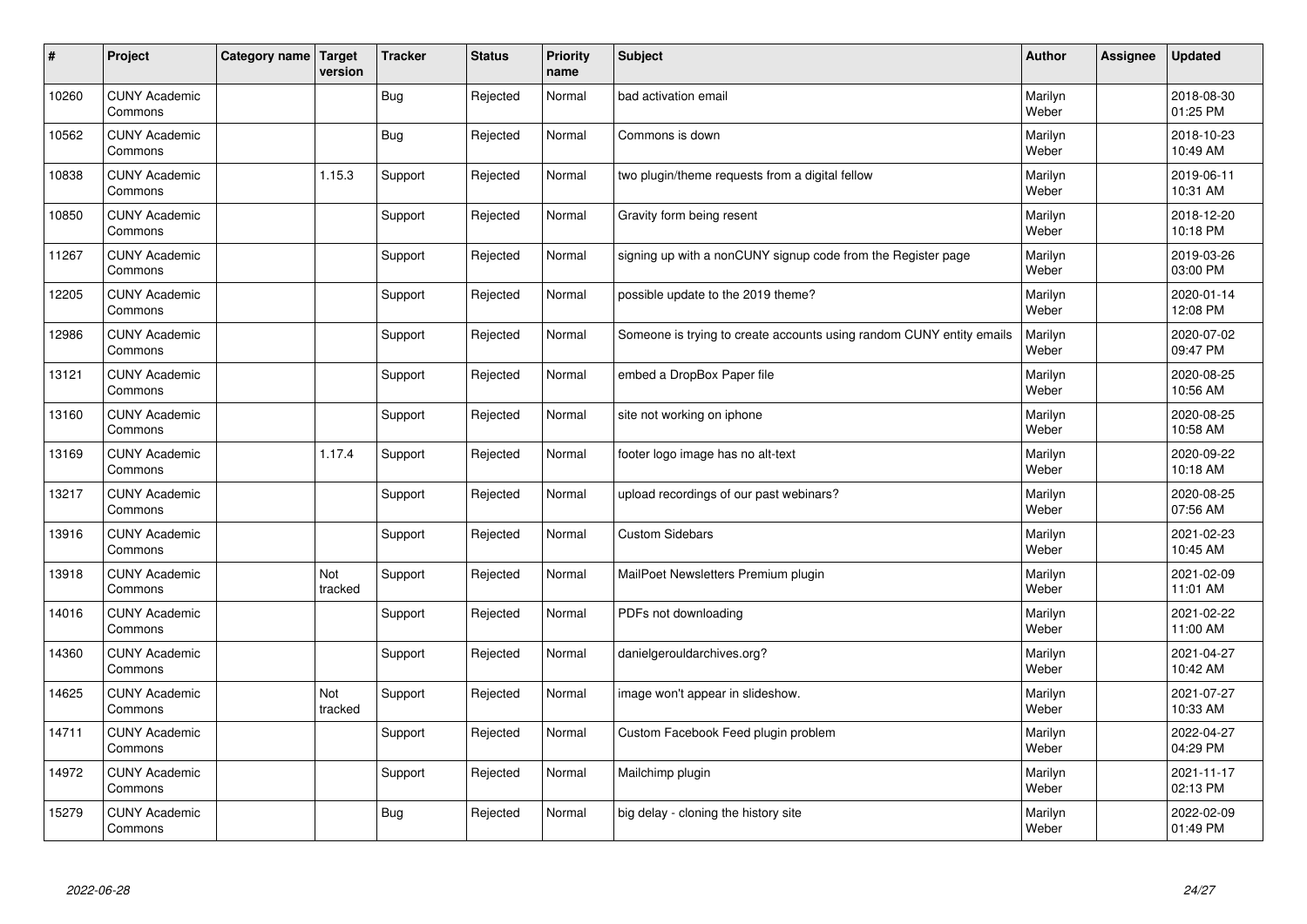| # | Project | Category name | Target version | Tracker | Status | Priority name | Subject | Author | Assignee | Updated |
|---|---|---|---|---|---|---|---|---|---|---|
| 10260 | CUNY Academic Commons | | | Bug | Rejected | Normal | bad activation email | Marilyn Weber | | 2018-08-30 01:25 PM |
| 10562 | CUNY Academic Commons | | | Bug | Rejected | Normal | Commons is down | Marilyn Weber | | 2018-10-23 10:49 AM |
| 10838 | CUNY Academic Commons | | 1.15.3 | Support | Rejected | Normal | two plugin/theme requests from a digital fellow | Marilyn Weber | | 2019-06-11 10:31 AM |
| 10850 | CUNY Academic Commons | | | Support | Rejected | Normal | Gravity form being resent | Marilyn Weber | | 2018-12-20 10:18 PM |
| 11267 | CUNY Academic Commons | | | Support | Rejected | Normal | signing up with a nonCUNY signup code from the Register page | Marilyn Weber | | 2019-03-26 03:00 PM |
| 12205 | CUNY Academic Commons | | | Support | Rejected | Normal | possible update to the 2019 theme? | Marilyn Weber | | 2020-01-14 12:08 PM |
| 12986 | CUNY Academic Commons | | | Support | Rejected | Normal | Someone is trying to create accounts using random CUNY entity emails | Marilyn Weber | | 2020-07-02 09:47 PM |
| 13121 | CUNY Academic Commons | | | Support | Rejected | Normal | embed a DropBox Paper file | Marilyn Weber | | 2020-08-25 10:56 AM |
| 13160 | CUNY Academic Commons | | | Support | Rejected | Normal | site not working on iphone | Marilyn Weber | | 2020-08-25 10:58 AM |
| 13169 | CUNY Academic Commons | | 1.17.4 | Support | Rejected | Normal | footer logo image has no alt-text | Marilyn Weber | | 2020-09-22 10:18 AM |
| 13217 | CUNY Academic Commons | | | Support | Rejected | Normal | upload recordings of our past webinars? | Marilyn Weber | | 2020-08-25 07:56 AM |
| 13916 | CUNY Academic Commons | | | Support | Rejected | Normal | Custom Sidebars | Marilyn Weber | | 2021-02-23 10:45 AM |
| 13918 | CUNY Academic Commons | | Not tracked | Support | Rejected | Normal | MailPoet Newsletters Premium plugin | Marilyn Weber | | 2021-02-09 11:01 AM |
| 14016 | CUNY Academic Commons | | | Support | Rejected | Normal | PDFs not downloading | Marilyn Weber | | 2021-02-22 11:00 AM |
| 14360 | CUNY Academic Commons | | | Support | Rejected | Normal | danielgerouldarchives.org? | Marilyn Weber | | 2021-04-27 10:42 AM |
| 14625 | CUNY Academic Commons | | Not tracked | Support | Rejected | Normal | image won't appear in slideshow. | Marilyn Weber | | 2021-07-27 10:33 AM |
| 14711 | CUNY Academic Commons | | | Support | Rejected | Normal | Custom Facebook Feed plugin problem | Marilyn Weber | | 2022-04-27 04:29 PM |
| 14972 | CUNY Academic Commons | | | Support | Rejected | Normal | Mailchimp plugin | Marilyn Weber | | 2021-11-17 02:13 PM |
| 15279 | CUNY Academic Commons | | | Bug | Rejected | Normal | big delay - cloning the history site | Marilyn Weber | | 2022-02-09 01:49 PM |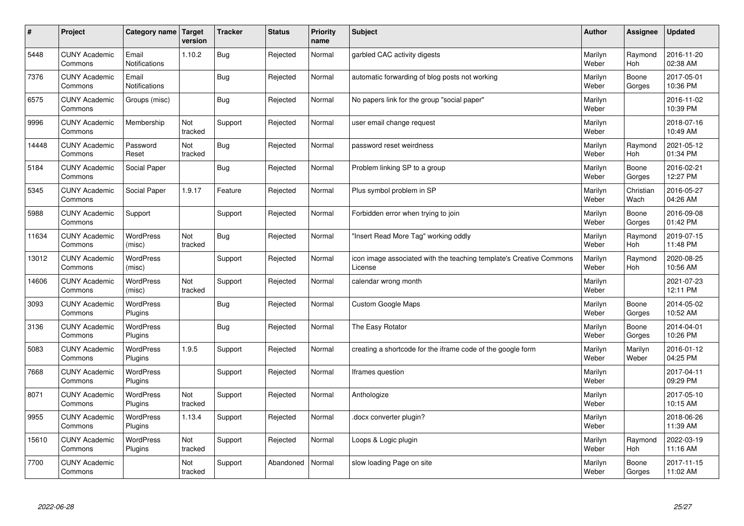| # | Project | Category name | Target version | Tracker | Status | Priority name | Subject | Author | Assignee | Updated |
|---|---|---|---|---|---|---|---|---|---|---|
| 5448 | CUNY Academic Commons | Email Notifications | 1.10.2 | Bug | Rejected | Normal | garbled CAC activity digests | Marilyn Weber | Raymond Hoh | 2016-11-20 02:38 AM |
| 7376 | CUNY Academic Commons | Email Notifications | | Bug | Rejected | Normal | automatic forwarding of blog posts not working | Marilyn Weber | Boone Gorges | 2017-05-01 10:36 PM |
| 6575 | CUNY Academic Commons | Groups (misc) | | Bug | Rejected | Normal | No papers link for the group "social paper" | Marilyn Weber | | 2016-11-02 10:39 PM |
| 9996 | CUNY Academic Commons | Membership | Not tracked | Support | Rejected | Normal | user email change request | Marilyn Weber | | 2018-07-16 10:49 AM |
| 14448 | CUNY Academic Commons | Password Reset | Not tracked | Bug | Rejected | Normal | password reset weirdness | Marilyn Weber | Raymond Hoh | 2021-05-12 01:34 PM |
| 5184 | CUNY Academic Commons | Social Paper | | Bug | Rejected | Normal | Problem linking SP to a group | Marilyn Weber | Boone Gorges | 2016-02-21 12:27 PM |
| 5345 | CUNY Academic Commons | Social Paper | 1.9.17 | Feature | Rejected | Normal | Plus symbol problem in SP | Marilyn Weber | Christian Wach | 2016-05-27 04:26 AM |
| 5988 | CUNY Academic Commons | Support | | Support | Rejected | Normal | Forbidden error when trying to join | Marilyn Weber | Boone Gorges | 2016-09-08 01:42 PM |
| 11634 | CUNY Academic Commons | WordPress (misc) | Not tracked | Bug | Rejected | Normal | "Insert Read More Tag" working oddly | Marilyn Weber | Raymond Hoh | 2019-07-15 11:48 PM |
| 13012 | CUNY Academic Commons | WordPress (misc) | | Support | Rejected | Normal | icon image associated with the teaching template's Creative Commons License | Marilyn Weber | Raymond Hoh | 2020-08-25 10:56 AM |
| 14606 | CUNY Academic Commons | WordPress (misc) | Not tracked | Support | Rejected | Normal | calendar wrong month | Marilyn Weber | | 2021-07-23 12:11 PM |
| 3093 | CUNY Academic Commons | WordPress Plugins | | Bug | Rejected | Normal | Custom Google Maps | Marilyn Weber | Boone Gorges | 2014-05-02 10:52 AM |
| 3136 | CUNY Academic Commons | WordPress Plugins | | Bug | Rejected | Normal | The Easy Rotator | Marilyn Weber | Boone Gorges | 2014-04-01 10:26 PM |
| 5083 | CUNY Academic Commons | WordPress Plugins | 1.9.5 | Support | Rejected | Normal | creating a shortcode for the iframe code of the google form | Marilyn Weber | Marilyn Weber | 2016-01-12 04:25 PM |
| 7668 | CUNY Academic Commons | WordPress Plugins | | Support | Rejected | Normal | Iframes question | Marilyn Weber | | 2017-04-11 09:29 PM |
| 8071 | CUNY Academic Commons | WordPress Plugins | Not tracked | Support | Rejected | Normal | Anthologize | Marilyn Weber | | 2017-05-10 10:15 AM |
| 9955 | CUNY Academic Commons | WordPress Plugins | 1.13.4 | Support | Rejected | Normal | .docx converter plugin? | Marilyn Weber | | 2018-06-26 11:39 AM |
| 15610 | CUNY Academic Commons | WordPress Plugins | Not tracked | Support | Rejected | Normal | Loops & Logic plugin | Marilyn Weber | Raymond Hoh | 2022-03-19 11:16 AM |
| 7700 | CUNY Academic Commons | | Not tracked | Support | Abandoned | Normal | slow loading Page on site | Marilyn Weber | Boone Gorges | 2017-11-15 11:02 AM |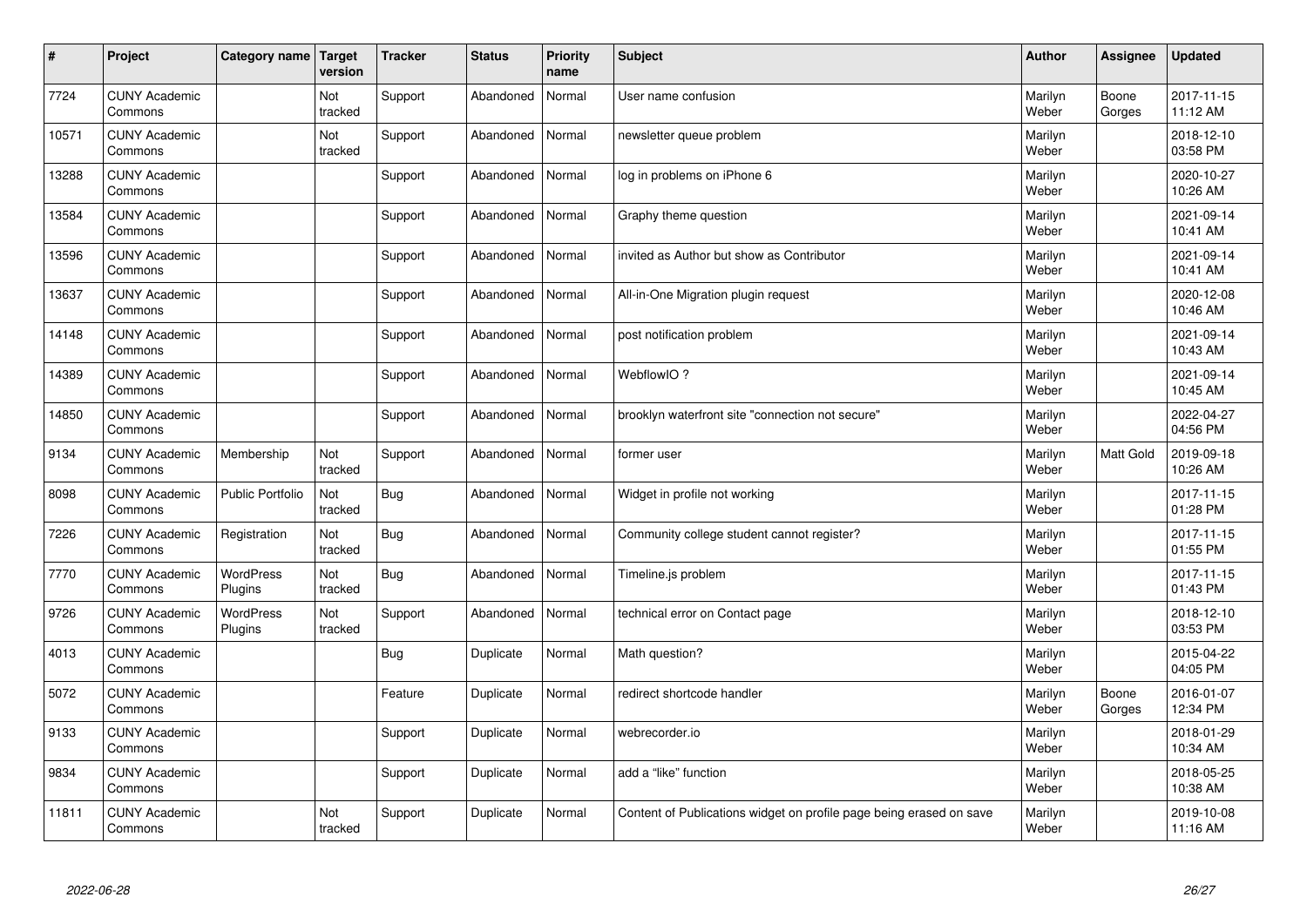| # | Project | Category name | Target version | Tracker | Status | Priority name | Subject | Author | Assignee | Updated |
|---|---|---|---|---|---|---|---|---|---|---|
| 7724 | CUNY Academic Commons | | Not tracked | Support | Abandoned | Normal | User name confusion | Marilyn Weber | Boone Gorges | 2017-11-15 11:12 AM |
| 10571 | CUNY Academic Commons | | Not tracked | Support | Abandoned | Normal | newsletter queue problem | Marilyn Weber | | 2018-12-10 03:58 PM |
| 13288 | CUNY Academic Commons | | | Support | Abandoned | Normal | log in problems on iPhone 6 | Marilyn Weber | | 2020-10-27 10:26 AM |
| 13584 | CUNY Academic Commons | | | Support | Abandoned | Normal | Graphy theme question | Marilyn Weber | | 2021-09-14 10:41 AM |
| 13596 | CUNY Academic Commons | | | Support | Abandoned | Normal | invited as Author but show as Contributor | Marilyn Weber | | 2021-09-14 10:41 AM |
| 13637 | CUNY Academic Commons | | | Support | Abandoned | Normal | All-in-One Migration plugin request | Marilyn Weber | | 2020-12-08 10:46 AM |
| 14148 | CUNY Academic Commons | | | Support | Abandoned | Normal | post notification problem | Marilyn Weber | | 2021-09-14 10:43 AM |
| 14389 | CUNY Academic Commons | | | Support | Abandoned | Normal | WebflowIO ? | Marilyn Weber | | 2021-09-14 10:45 AM |
| 14850 | CUNY Academic Commons | | | Support | Abandoned | Normal | brooklyn waterfront site "connection not secure" | Marilyn Weber | | 2022-04-27 04:56 PM |
| 9134 | CUNY Academic Commons | Membership | Not tracked | Support | Abandoned | Normal | former user | Marilyn Weber | Matt Gold | 2019-09-18 10:26 AM |
| 8098 | CUNY Academic Commons | Public Portfolio | Not tracked | Bug | Abandoned | Normal | Widget in profile not working | Marilyn Weber | | 2017-11-15 01:28 PM |
| 7226 | CUNY Academic Commons | Registration | Not tracked | Bug | Abandoned | Normal | Community college student cannot register? | Marilyn Weber | | 2017-11-15 01:55 PM |
| 7770 | CUNY Academic Commons | WordPress Plugins | Not tracked | Bug | Abandoned | Normal | Timeline.js problem | Marilyn Weber | | 2017-11-15 01:43 PM |
| 9726 | CUNY Academic Commons | WordPress Plugins | Not tracked | Support | Abandoned | Normal | technical error on Contact page | Marilyn Weber | | 2018-12-10 03:53 PM |
| 4013 | CUNY Academic Commons | | | Bug | Duplicate | Normal | Math question? | Marilyn Weber | | 2015-04-22 04:05 PM |
| 5072 | CUNY Academic Commons | | | Feature | Duplicate | Normal | redirect shortcode handler | Marilyn Weber | Boone Gorges | 2016-01-07 12:34 PM |
| 9133 | CUNY Academic Commons | | | Support | Duplicate | Normal | webrecorder.io | Marilyn Weber | | 2018-01-29 10:34 AM |
| 9834 | CUNY Academic Commons | | | Support | Duplicate | Normal | add a "like" function | Marilyn Weber | | 2018-05-25 10:38 AM |
| 11811 | CUNY Academic Commons | | Not tracked | Support | Duplicate | Normal | Content of Publications widget on profile page being erased on save | Marilyn Weber | | 2019-10-08 11:16 AM |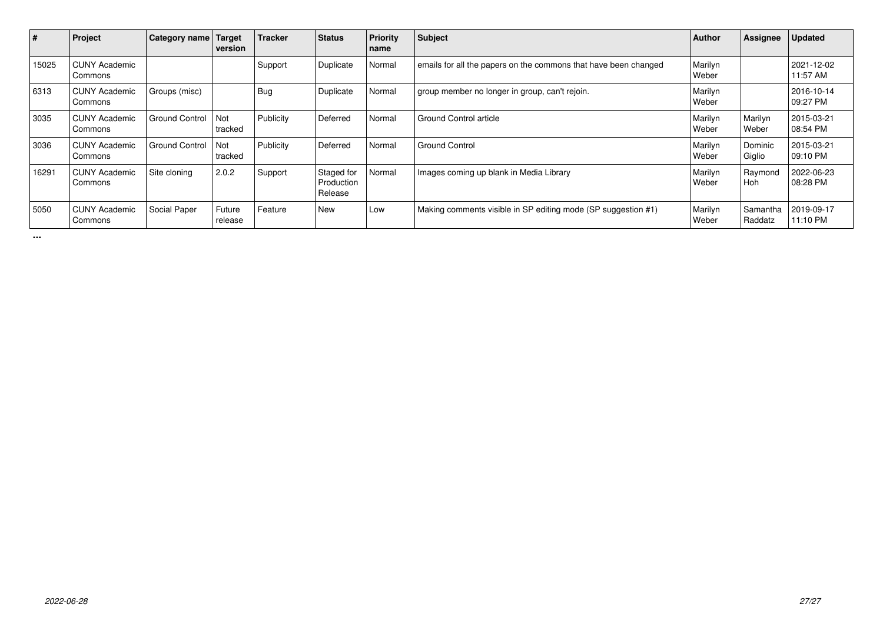| # | Project | Category name | Target version | Tracker | Status | Priority name | Subject | Author | Assignee | Updated |
|---|---|---|---|---|---|---|---|---|---|---|
| 15025 | CUNY Academic Commons | | | Support | Duplicate | Normal | emails for all the papers on the commons that have been changed | Marilyn Weber | | 2021-12-02 11:57 AM |
| 6313 | CUNY Academic Commons | Groups (misc) | | Bug | Duplicate | Normal | group member no longer in group, can't rejoin. | Marilyn Weber | | 2016-10-14 09:27 PM |
| 3035 | CUNY Academic Commons | Ground Control | Not tracked | Publicity | Deferred | Normal | Ground Control article | Marilyn Weber | Marilyn Weber | 2015-03-21 08:54 PM |
| 3036 | CUNY Academic Commons | Ground Control | Not tracked | Publicity | Deferred | Normal | Ground Control | Marilyn Weber | Dominic Giglio | 2015-03-21 09:10 PM |
| 16291 | CUNY Academic Commons | Site cloning | 2.0.2 | Support | Staged for Production Release | Normal | Images coming up blank in Media Library | Marilyn Weber | Raymond Hoh | 2022-06-23 08:28 PM |
| 5050 | CUNY Academic Commons | Social Paper | Future release | Feature | New | Low | Making comments visible in SP editing mode (SP suggestion #1) | Marilyn Weber | Samantha Raddatz | 2019-09-17 11:10 PM |

...